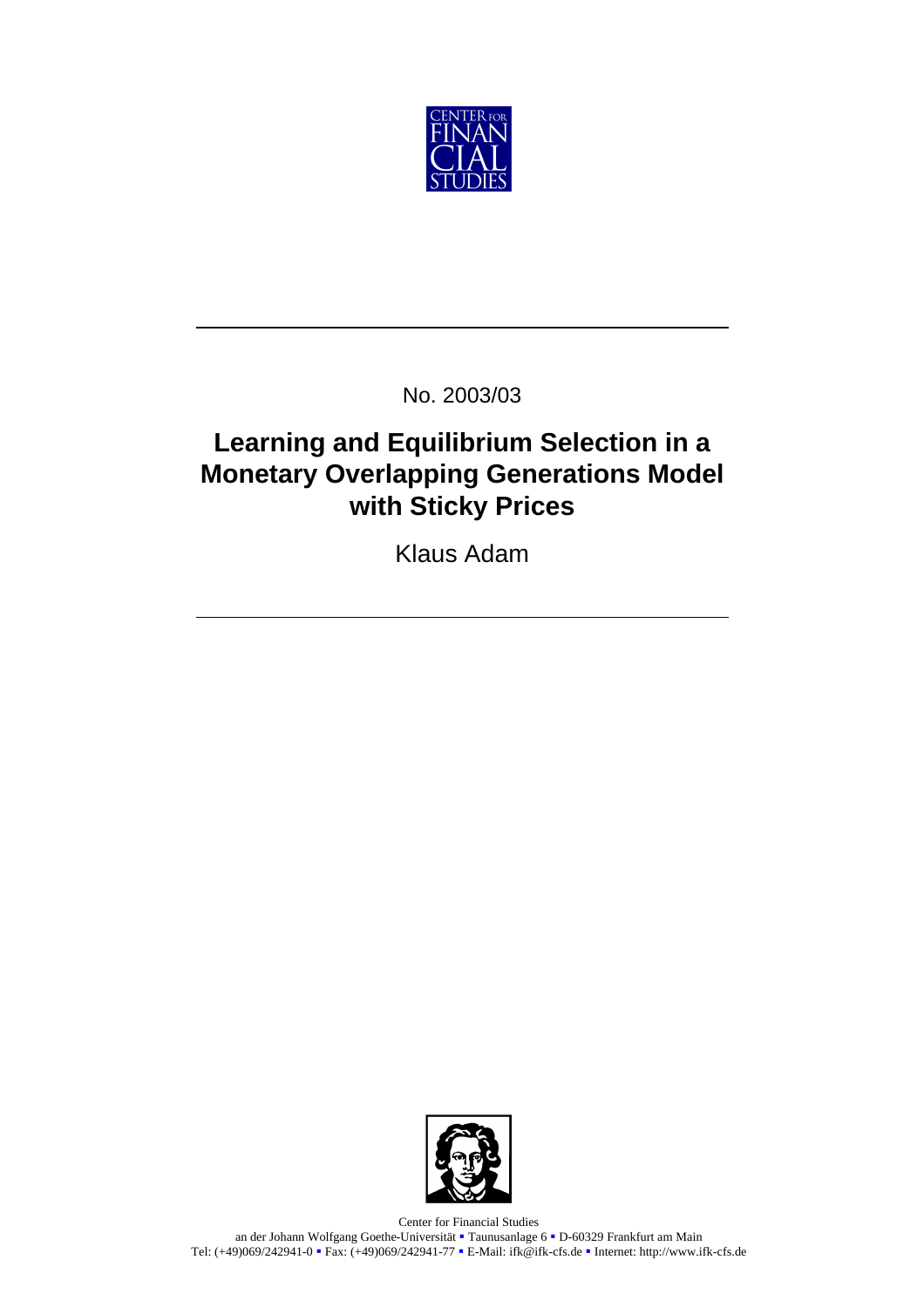CENTER FOR FINANCIAL STUDIES

No. 2003/03

# Learning and Equilibrium Selection in a Monetary Overlapping Generations Model with Sticky Prices

Klaus Adam

Center for Financial Studies
an der Johann Wolfgang Goethe-Universität ▪ Taunusanlage 6 ▪ D-60329 Frankfurt am Main
Tel: (+49)069/242941-0 ▪ Fax: (+49)069/242941-77 ▪ E-Mail: ifk@ifk-cfs.de ▪ Internet: http://www.ifk-cfs.de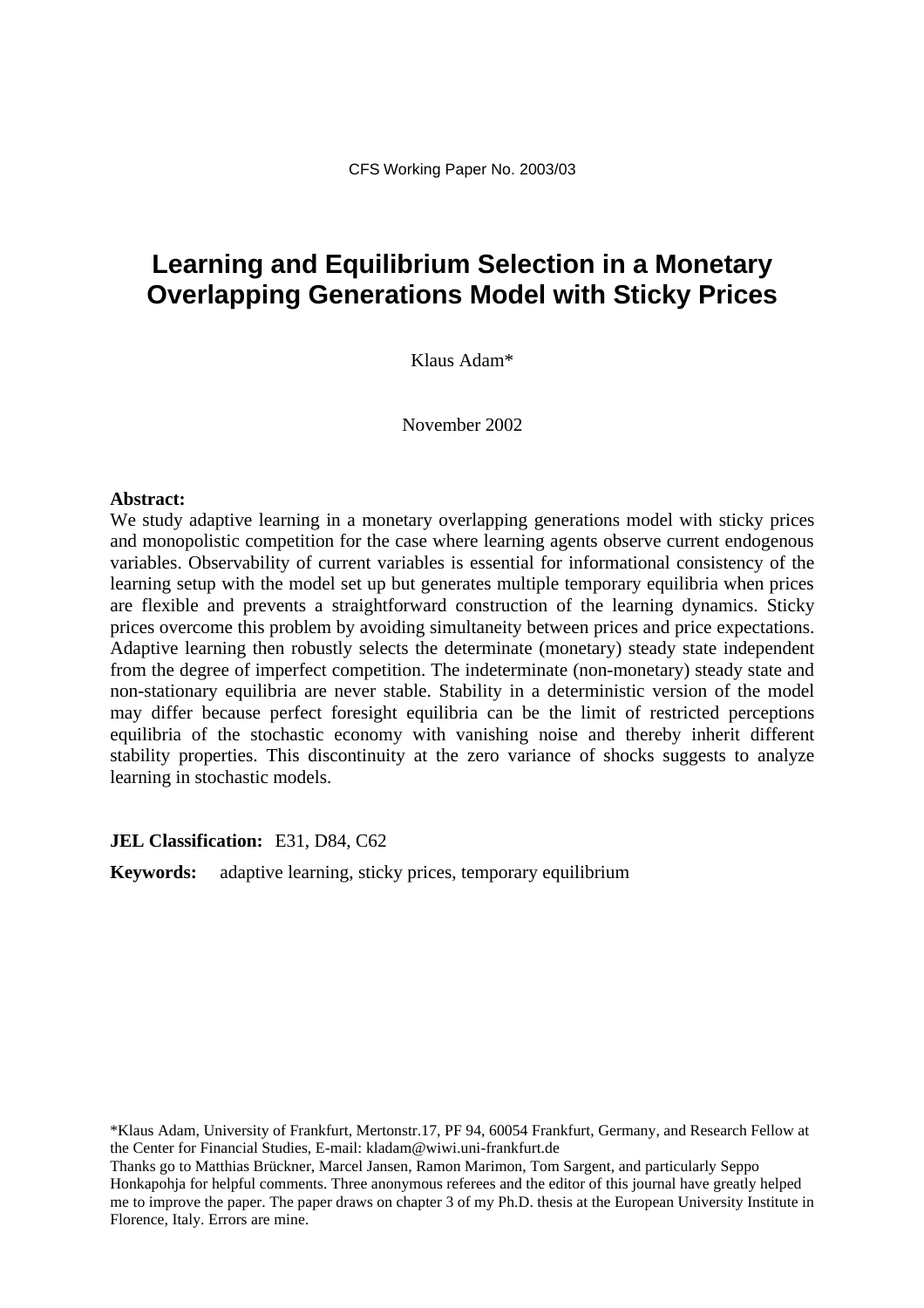CFS Working Paper No. 2003/03

# Learning and Equilibrium Selection in a Monetary Overlapping Generations Model with Sticky Prices

Klaus Adam*

November 2002

**Abstract:**

We study adaptive learning in a monetary overlapping generations model with sticky prices and monopolistic competition for the case where learning agents observe current endogenous variables. Observability of current variables is essential for informational consistency of the learning setup with the model set up but generates multiple temporary equilibria when prices are flexible and prevents a straightforward construction of the learning dynamics. Sticky prices overcome this problem by avoiding simultaneity between prices and price expectations. Adaptive learning then robustly selects the determinate (monetary) steady state independent from the degree of imperfect competition. The indeterminate (non-monetary) steady state and non-stationary equilibria are never stable. Stability in a deterministic version of the model may differ because perfect foresight equilibria can be the limit of restricted perceptions equilibria of the stochastic economy with vanishing noise and thereby inherit different stability properties. This discontinuity at the zero variance of shocks suggests to analyze learning in stochastic models.

**JEL Classification:** E31, D84, C62

**Keywords:** adaptive learning, sticky prices, temporary equilibrium

*Klaus Adam, University of Frankfurt, Mertonstr.17, PF 94, 60054 Frankfurt, Germany, and Research Fellow at the Center for Financial Studies, E-mail: kladam@wiwi.uni-frankfurt.de

Thanks go to Matthias Brückner, Marcel Jansen, Ramon Marimon, Tom Sargent, and particularly Seppo Honkapohja for helpful comments. Three anonymous referees and the editor of this journal have greatly helped me to improve the paper. The paper draws on chapter 3 of my Ph.D. thesis at the European University Institute in Florence, Italy. Errors are mine.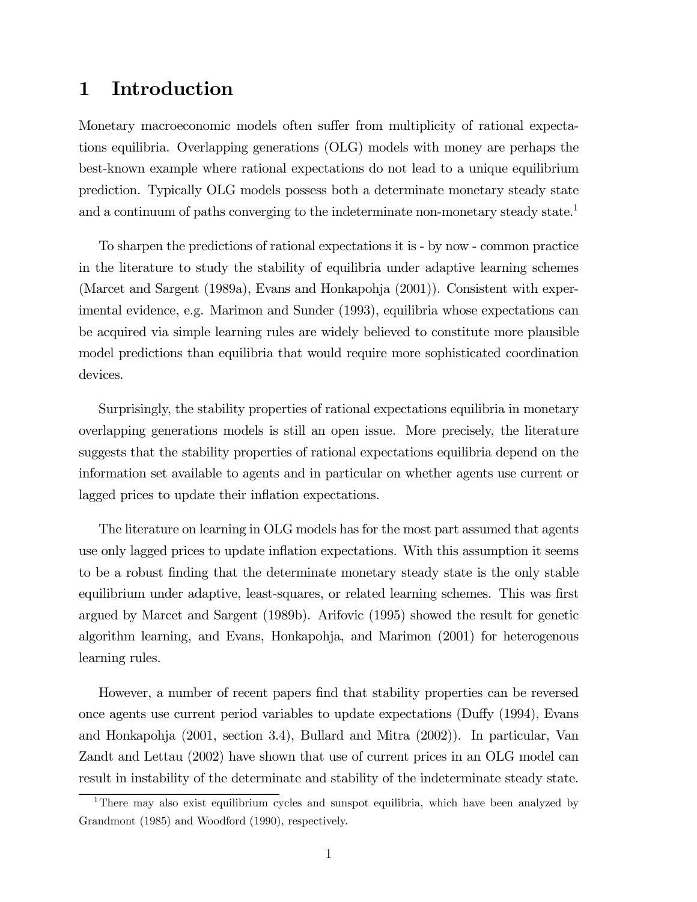# 1 Introduction

Monetary macroeconomic models often suffer from multiplicity of rational expectations equilibria. Overlapping generations (OLG) models with money are perhaps the best-known example where rational expectations do not lead to a unique equilibrium prediction. Typically OLG models possess both a determinate monetary steady state and a continuum of paths converging to the indeterminate non-monetary steady state.[1]

To sharpen the predictions of rational expectations it is - by now - common practice in the literature to study the stability of equilibria under adaptive learning schemes (Marcet and Sargent (1989a), Evans and Honkapohja (2001)). Consistent with experimental evidence, e.g. Marimon and Sunder (1993), equilibria whose expectations can be acquired via simple learning rules are widely believed to constitute more plausible model predictions than equilibria that would require more sophisticated coordination devices.

Surprisingly, the stability properties of rational expectations equilibria in monetary overlapping generations models is still an open issue. More precisely, the literature suggests that the stability properties of rational expectations equilibria depend on the information set available to agents and in particular on whether agents use current or lagged prices to update their inflation expectations.

The literature on learning in OLG models has for the most part assumed that agents use only lagged prices to update inflation expectations. With this assumption it seems to be a robust finding that the determinate monetary steady state is the only stable equilibrium under adaptive, least-squares, or related learning schemes. This was first argued by Marcet and Sargent (1989b). Arifovic (1995) showed the result for genetic algorithm learning, and Evans, Honkapohja, and Marimon (2001) for heterogenous learning rules.

However, a number of recent papers find that stability properties can be reversed once agents use current period variables to update expectations (Duffy (1994), Evans and Honkapohja (2001, section 3.4), Bullard and Mitra (2002)). In particular, Van Zandt and Lettau (2002) have shown that use of current prices in an OLG model can result in instability of the determinate and stability of the indeterminate steady state.

[1] There may also exist equilibrium cycles and sunspot equilibria, which have been analyzed by Grandmont (1985) and Woodford (1990), respectively.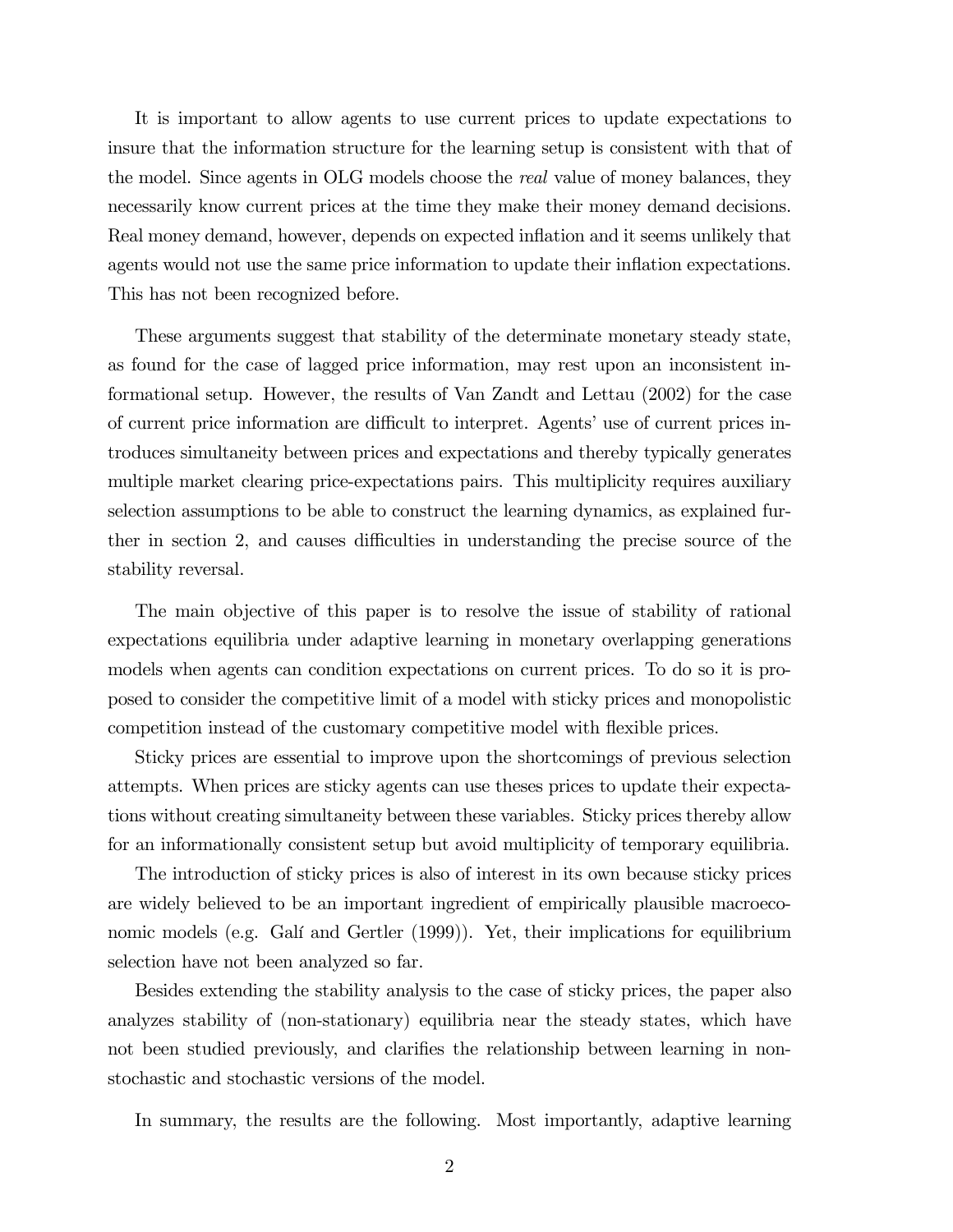It is important to allow agents to use current prices to update expectations to insure that the information structure for the learning setup is consistent with that of the model. Since agents in OLG models choose the *real* value of money balances, they necessarily know current prices at the time they make their money demand decisions. Real money demand, however, depends on expected inflation and it seems unlikely that agents would not use the same price information to update their inflation expectations. This has not been recognized before.

These arguments suggest that stability of the determinate monetary steady state, as found for the case of lagged price information, may rest upon an inconsistent informational setup. However, the results of Van Zandt and Lettau (2002) for the case of current price information are difficult to interpret. Agents' use of current prices introduces simultaneity between prices and expectations and thereby typically generates multiple market clearing price-expectations pairs. This multiplicity requires auxiliary selection assumptions to be able to construct the learning dynamics, as explained further in section 2, and causes difficulties in understanding the precise source of the stability reversal.

The main objective of this paper is to resolve the issue of stability of rational expectations equilibria under adaptive learning in monetary overlapping generations models when agents can condition expectations on current prices. To do so it is proposed to consider the competitive limit of a model with sticky prices and monopolistic competition instead of the customary competitive model with flexible prices.

Sticky prices are essential to improve upon the shortcomings of previous selection attempts. When prices are sticky agents can use theses prices to update their expectations without creating simultaneity between these variables. Sticky prices thereby allow for an informationally consistent setup but avoid multiplicity of temporary equilibria.

The introduction of sticky prices is also of interest in its own because sticky prices are widely believed to be an important ingredient of empirically plausible macroeconomic models (e.g. Galí and Gertler (1999)). Yet, their implications for equilibrium selection have not been analyzed so far.

Besides extending the stability analysis to the case of sticky prices, the paper also analyzes stability of (non-stationary) equilibria near the steady states, which have not been studied previously, and clarifies the relationship between learning in non-stochastic and stochastic versions of the model.

In summary, the results are the following. Most importantly, adaptive learning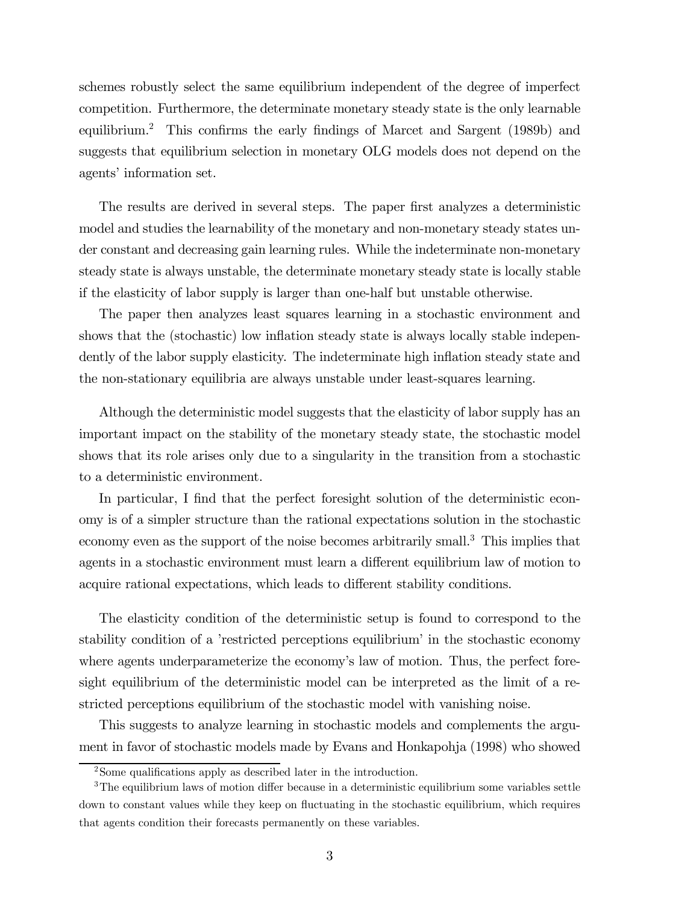schemes robustly select the same equilibrium independent of the degree of imperfect competition. Furthermore, the determinate monetary steady state is the only learnable equilibrium.[2] This confirms the early findings of Marcet and Sargent (1989b) and suggests that equilibrium selection in monetary OLG models does not depend on the agents' information set.

The results are derived in several steps. The paper first analyzes a deterministic model and studies the learnability of the monetary and non-monetary steady states under constant and decreasing gain learning rules. While the indeterminate non-monetary steady state is always unstable, the determinate monetary steady state is locally stable if the elasticity of labor supply is larger than one-half but unstable otherwise.

The paper then analyzes least squares learning in a stochastic environment and shows that the (stochastic) low inflation steady state is always locally stable independently of the labor supply elasticity. The indeterminate high inflation steady state and the non-stationary equilibria are always unstable under least-squares learning.

Although the deterministic model suggests that the elasticity of labor supply has an important impact on the stability of the monetary steady state, the stochastic model shows that its role arises only due to a singularity in the transition from a stochastic to a deterministic environment.

In particular, I find that the perfect foresight solution of the deterministic economy is of a simpler structure than the rational expectations solution in the stochastic economy even as the support of the noise becomes arbitrarily small.[3] This implies that agents in a stochastic environment must learn a different equilibrium law of motion to acquire rational expectations, which leads to different stability conditions.

The elasticity condition of the deterministic setup is found to correspond to the stability condition of a 'restricted perceptions equilibrium' in the stochastic economy where agents underparameterize the economy's law of motion. Thus, the perfect foresight equilibrium of the deterministic model can be interpreted as the limit of a restricted perceptions equilibrium of the stochastic model with vanishing noise.

This suggests to analyze learning in stochastic models and complements the argument in favor of stochastic models made by Evans and Honkapohja (1998) who showed

[2] Some qualifications apply as described later in the introduction.

[3] The equilibrium laws of motion differ because in a deterministic equilibrium some variables settle down to constant values while they keep on fluctuating in the stochastic equilibrium, which requires that agents condition their forecasts permanently on these variables.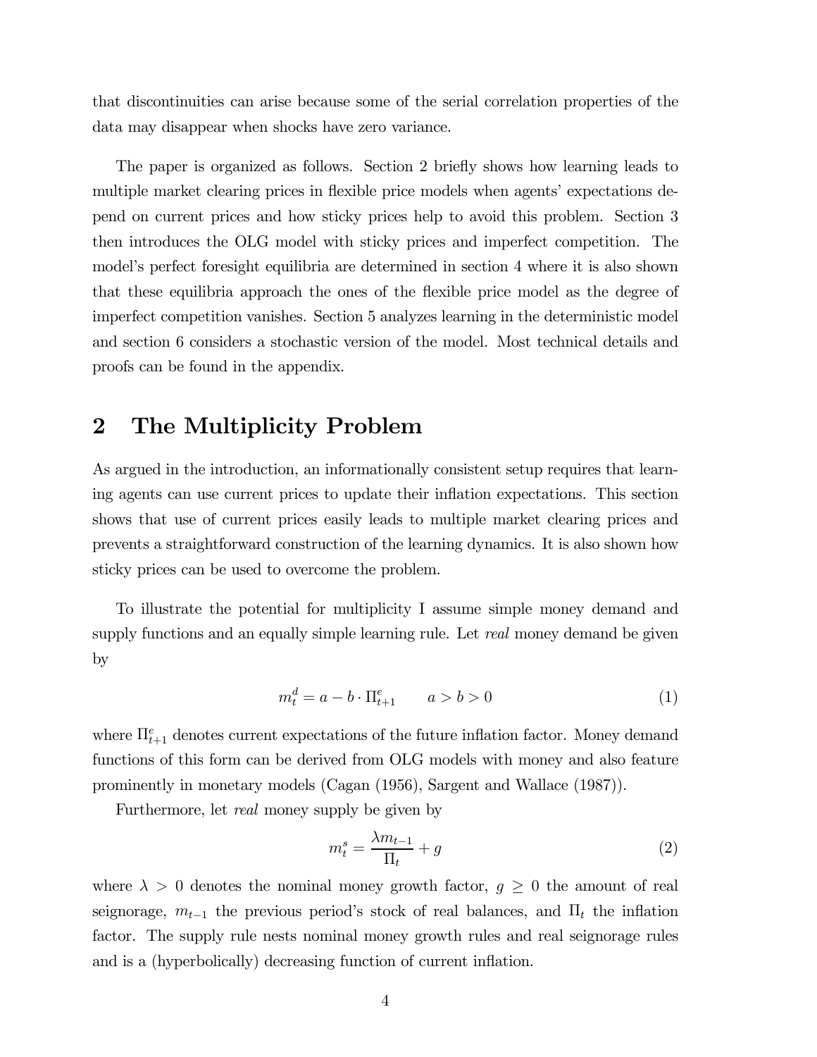that discontinuities can arise because some of the serial correlation properties of the data may disappear when shocks have zero variance.

The paper is organized as follows. Section 2 briefly shows how learning leads to multiple market clearing prices in flexible price models when agents' expectations depend on current prices and how sticky prices help to avoid this problem. Section 3 then introduces the OLG model with sticky prices and imperfect competition. The model's perfect foresight equilibria are determined in section 4 where it is also shown that these equilibria approach the ones of the flexible price model as the degree of imperfect competition vanishes. Section 5 analyzes learning in the deterministic model and section 6 considers a stochastic version of the model. Most technical details and proofs can be found in the appendix.

## 2 The Multiplicity Problem

As argued in the introduction, an informationally consistent setup requires that learning agents can use current prices to update their inflation expectations. This section shows that use of current prices easily leads to multiple market clearing prices and prevents a straightforward construction of the learning dynamics. It is also shown how sticky prices can be used to overcome the problem.

To illustrate the potential for multiplicity I assume simple money demand and supply functions and an equally simple learning rule. Let *real* money demand be given by

$$m_t^d = a - b \cdot \Pi_{t+1}^e \qquad a > b > 0 \tag{1}$$

where $\Pi_{t+1}^e$ denotes current expectations of the future inflation factor. Money demand functions of this form can be derived from OLG models with money and also feature prominently in monetary models (Cagan (1956), Sargent and Wallace (1987)).

Furthermore, let *real* money supply be given by

$$m_t^s = \frac{\lambda m_{t-1}}{\Pi_t} + g \tag{2}$$

where $\lambda > 0$ denotes the nominal money growth factor, $g \geq 0$ the amount of real seignorage, $m_{t-1}$ the previous period's stock of real balances, and $\Pi_t$ the inflation factor. The supply rule nests nominal money growth rules and real seignorage rules and is a (hyperbolically) decreasing function of current inflation.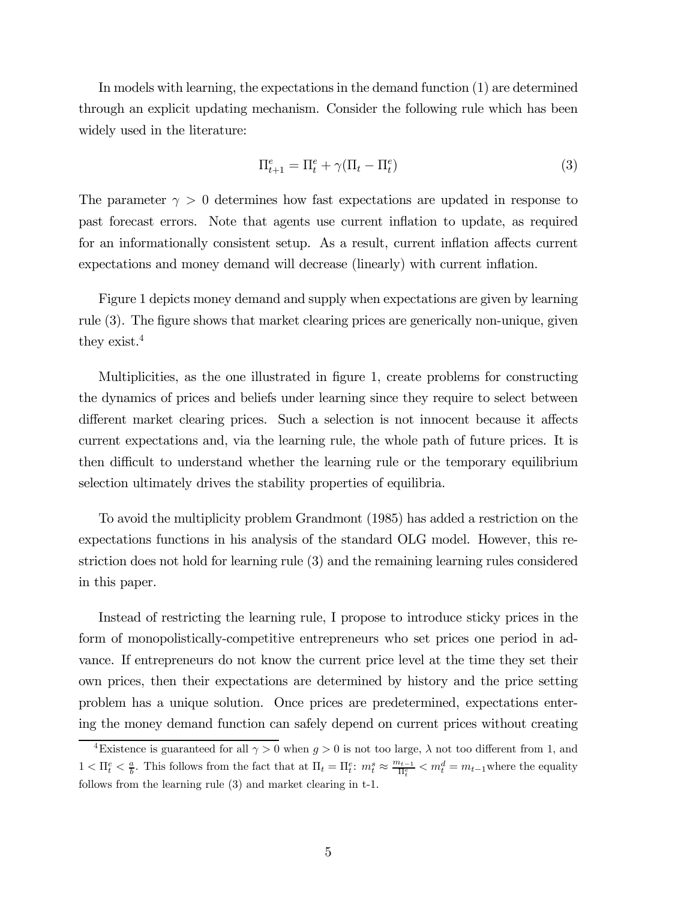In models with learning, the expectations in the demand function (1) are determined through an explicit updating mechanism. Consider the following rule which has been widely used in the literature:

$$\Pi_{t+1}^e = \Pi_t^e + \gamma(\Pi_t - \Pi_t^e) \tag{3}$$

The parameter $\gamma > 0$ determines how fast expectations are updated in response to past forecast errors. Note that agents use current inflation to update, as required for an informationally consistent setup. As a result, current inflation affects current expectations and money demand will decrease (linearly) with current inflation.

Figure 1 depicts money demand and supply when expectations are given by learning rule (3). The figure shows that market clearing prices are generically non-unique, given they exist.[4]

Multiplicities, as the one illustrated in figure 1, create problems for constructing the dynamics of prices and beliefs under learning since they require to select between different market clearing prices. Such a selection is not innocent because it affects current expectations and, via the learning rule, the whole path of future prices. It is then difficult to understand whether the learning rule or the temporary equilibrium selection ultimately drives the stability properties of equilibria.

To avoid the multiplicity problem Grandmont (1985) has added a restriction on the expectations functions in his analysis of the standard OLG model. However, this restriction does not hold for learning rule (3) and the remaining learning rules considered in this paper.

Instead of restricting the learning rule, I propose to introduce sticky prices in the form of monopolistically-competitive entrepreneurs who set prices one period in advance. If entrepreneurs do not know the current price level at the time they set their own prices, then their expectations are determined by history and the price setting problem has a unique solution. Once prices are predetermined, expectations entering the money demand function can safely depend on current prices without creating

[4] Existence is guaranteed for all $\gamma > 0$ when $g > 0$ is not too large, $\lambda$ not too different from 1, and $1 < \Pi_t^e < \frac{a}{b}$. This follows from the fact that at $\Pi_t = \Pi_t^e$: $m_t^s \approx \frac{m_{t-1}}{\Pi_t^e} < m_t^d = m_{t-1}$ where the equality follows from the learning rule (3) and market clearing in t-1.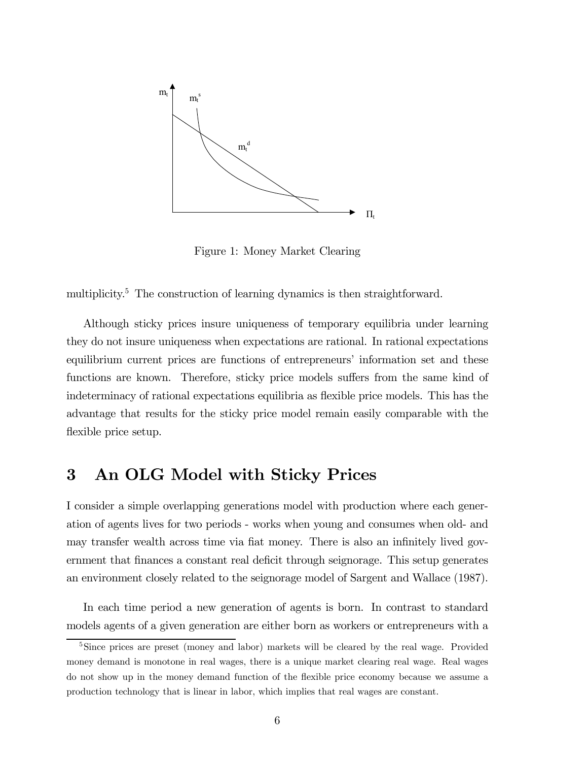Figure 1: Money Market Clearing

multiplicity.[5] The construction of learning dynamics is then straightforward.

Although sticky prices insure uniqueness of temporary equilibria under learning they do not insure uniqueness when expectations are rational. In rational expectations equilibrium current prices are functions of entrepreneurs' information set and these functions are known. Therefore, sticky price models suffers from the same kind of indeterminacy of rational expectations equilibria as flexible price models. This has the advantage that results for the sticky price model remain easily comparable with the flexible price setup.

# 3 An OLG Model with Sticky Prices

I consider a simple overlapping generations model with production where each generation of agents lives for two periods - works when young and consumes when old- and may transfer wealth across time via fiat money. There is also an infinitely lived government that finances a constant real deficit through seignorage. This setup generates an environment closely related to the seignorage model of Sargent and Wallace (1987).

In each time period a new generation of agents is born. In contrast to standard models agents of a given generation are either born as workers or entrepreneurs with a

[5] Since prices are preset (money and labor) markets will be cleared by the real wage. Provided money demand is monotone in real wages, there is a unique market clearing real wage. Real wages do not show up in the money demand function of the flexible price economy because we assume a production technology that is linear in labor, which implies that real wages are constant.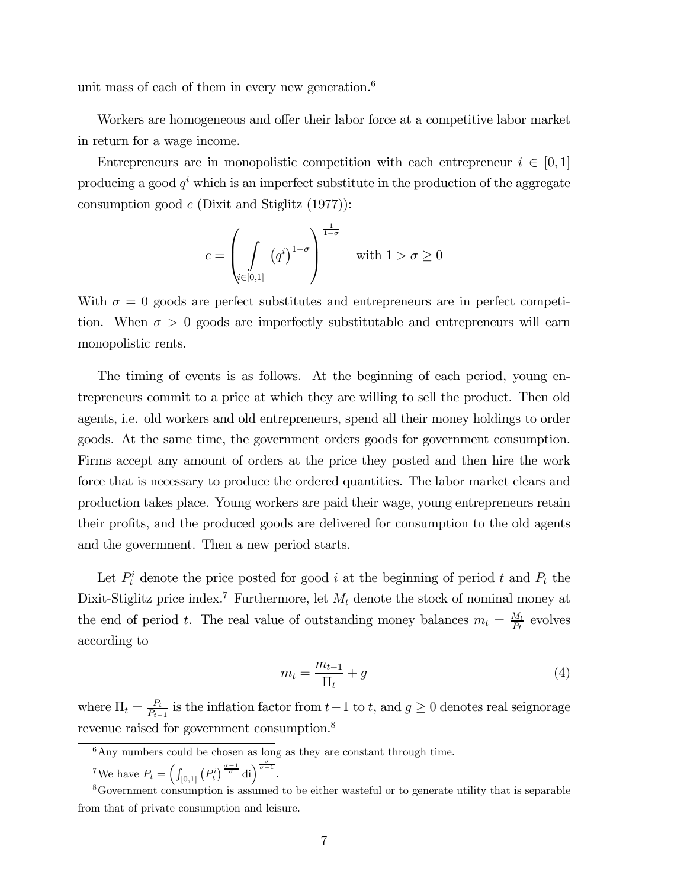unit mass of each of them in every new generation.[6]

Workers are homogeneous and offer their labor force at a competitive labor market in return for a wage income.

Entrepreneurs are in monopolistic competition with each entrepreneur $i \in [0,1]$ producing a good $q^i$ which is an imperfect substitute in the production of the aggregate consumption good $c$ (Dixit and Stiglitz (1977)):

$$c = \left( \int_{i \in [0,1]} \left(q^i\right)^{1-\sigma} \right)^{\frac{1}{1-\sigma}} \qquad \text{with } 1 > \sigma \geq 0$$

With $\sigma = 0$ goods are perfect substitutes and entrepreneurs are in perfect competition. When $\sigma > 0$ goods are imperfectly substitutable and entrepreneurs will earn monopolistic rents.

The timing of events is as follows. At the beginning of each period, young entrepreneurs commit to a price at which they are willing to sell the product. Then old agents, i.e. old workers and old entrepreneurs, spend all their money holdings to order goods. At the same time, the government orders goods for government consumption. Firms accept any amount of orders at the price they posted and then hire the work force that is necessary to produce the ordered quantities. The labor market clears and production takes place. Young workers are paid their wage, young entrepreneurs retain their profits, and the produced goods are delivered for consumption to the old agents and the government. Then a new period starts.

Let $P_t^i$ denote the price posted for good $i$ at the beginning of period $t$ and $P_t$ the Dixit-Stiglitz price index.[7] Furthermore, let $M_t$ denote the stock of nominal money at the end of period $t$. The real value of outstanding money balances $m_t = \frac{M_t}{P_t}$ evolves according to

$$m_t = \frac{m_{t-1}}{\Pi_t} + g \tag{4}$$

where $\Pi_t = \frac{P_t}{P_{t-1}}$ is the inflation factor from $t-1$ to $t$, and $g \geq 0$ denotes real seignorage revenue raised for government consumption.[8]

---

[6] Any numbers could be chosen as long as they are constant through time.

[7] We have $P_t = \left( \int_{[0,1]} \left(P_t^i\right)^{\frac{\sigma-1}{\sigma}} \mathrm{d}i \right)^{\frac{\sigma}{\sigma-1}}$.

[8] Government consumption is assumed to be either wasteful or to generate utility that is separable from that of private consumption and leisure.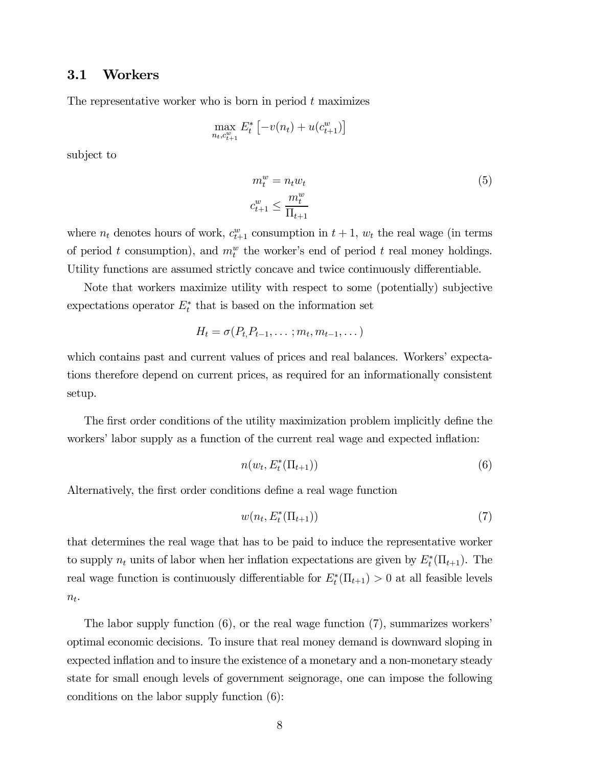### 3.1 Workers

The representative worker who is born in period $t$ maximizes

$$\max_{n_t, c^w_{t+1}} E^*_t \left[ -v(n_t) + u(c^w_{t+1}) \right]$$

subject to

$$m^w_t = n_t w_t \tag{5}$$
$$c^w_{t+1} \leq \frac{m^w_t}{\Pi_{t+1}}$$

where $n_t$ denotes hours of work, $c^w_{t+1}$ consumption in $t+1$, $w_t$ the real wage (in terms of period $t$ consumption), and $m^w_t$ the worker's end of period $t$ real money holdings. Utility functions are assumed strictly concave and twice continuously differentiable.

Note that workers maximize utility with respect to some (potentially) subjective expectations operator $E^*_t$ that is based on the information set

$$H_t = \sigma(P_t, P_{t-1}, \ldots; m_t, m_{t-1}, \ldots)$$

which contains past and current values of prices and real balances. Workers' expectations therefore depend on current prices, as required for an informationally consistent setup.

The first order conditions of the utility maximization problem implicitly define the workers' labor supply as a function of the current real wage and expected inflation:

$$n(w_t, E^*_t(\Pi_{t+1})) \tag{6}$$

Alternatively, the first order conditions define a real wage function

$$w(n_t, E^*_t(\Pi_{t+1})) \tag{7}$$

that determines the real wage that has to be paid to induce the representative worker to supply $n_t$ units of labor when her inflation expectations are given by $E^*_t(\Pi_{t+1})$. The real wage function is continuously differentiable for $E^*_t(\Pi_{t+1}) > 0$ at all feasible levels $n_t$.

The labor supply function (6), or the real wage function (7), summarizes workers' optimal economic decisions. To insure that real money demand is downward sloping in expected inflation and to insure the existence of a monetary and a non-monetary steady state for small enough levels of government seignorage, one can impose the following conditions on the labor supply function (6):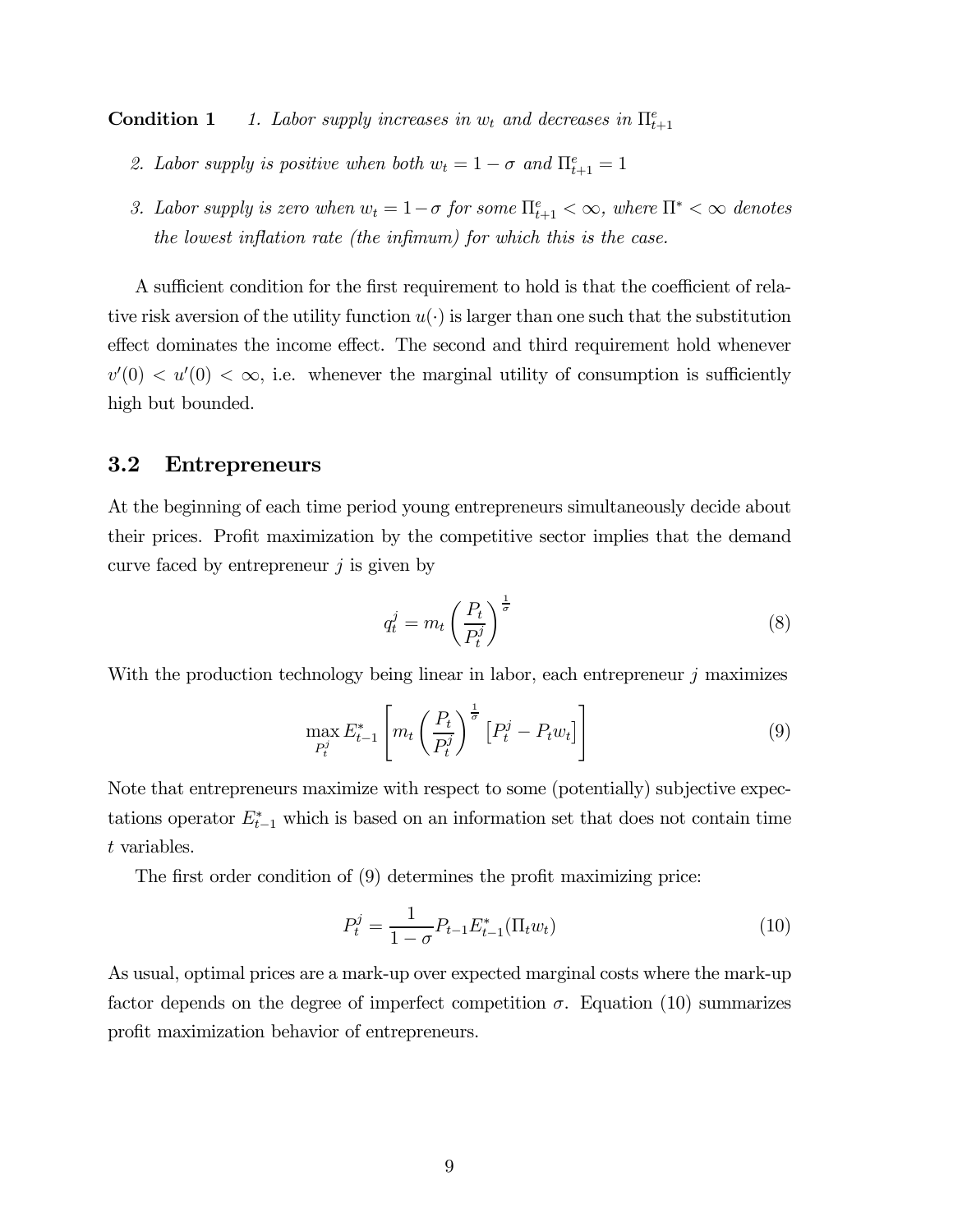**Condition 1** *1. Labor supply increases in $w_t$ and decreases in $\Pi^e_{t+1}$*

*2. Labor supply is positive when both $w_t = 1 - \sigma$ and $\Pi^e_{t+1} = 1$*

*3. Labor supply is zero when $w_t = 1 - \sigma$ for some $\Pi^e_{t+1} < \infty$, where $\Pi^* < \infty$ denotes the lowest inflation rate (the infimum) for which this is the case.*

A sufficient condition for the first requirement to hold is that the coefficient of relative risk aversion of the utility function $u(\cdot)$ is larger than one such that the substitution effect dominates the income effect. The second and third requirement hold whenever $v'(0) < u'(0) < \infty$, i.e. whenever the marginal utility of consumption is sufficiently high but bounded.

## 3.2 Entrepreneurs

At the beginning of each time period young entrepreneurs simultaneously decide about their prices. Profit maximization by the competitive sector implies that the demand curve faced by entrepreneur $j$ is given by

$$q_t^j = m_t \left( \frac{P_t}{P_t^j} \right)^{\frac{1}{\sigma}} \tag{8}$$

With the production technology being linear in labor, each entrepreneur $j$ maximizes

$$\max_{P_t^j} E_{t-1}^* \left[ m_t \left( \frac{P_t}{P_t^j} \right)^{\frac{1}{\sigma}} \left[ P_t^j - P_t w_t \right] \right] \tag{9}$$

Note that entrepreneurs maximize with respect to some (potentially) subjective expectations operator $E_{t-1}^*$ which is based on an information set that does not contain time $t$ variables.

The first order condition of (9) determines the profit maximizing price:

$$P_t^j = \frac{1}{1-\sigma} P_{t-1} E_{t-1}^* (\Pi_t w_t) \tag{10}$$

As usual, optimal prices are a mark-up over expected marginal costs where the mark-up factor depends on the degree of imperfect competition $\sigma$. Equation (10) summarizes profit maximization behavior of entrepreneurs.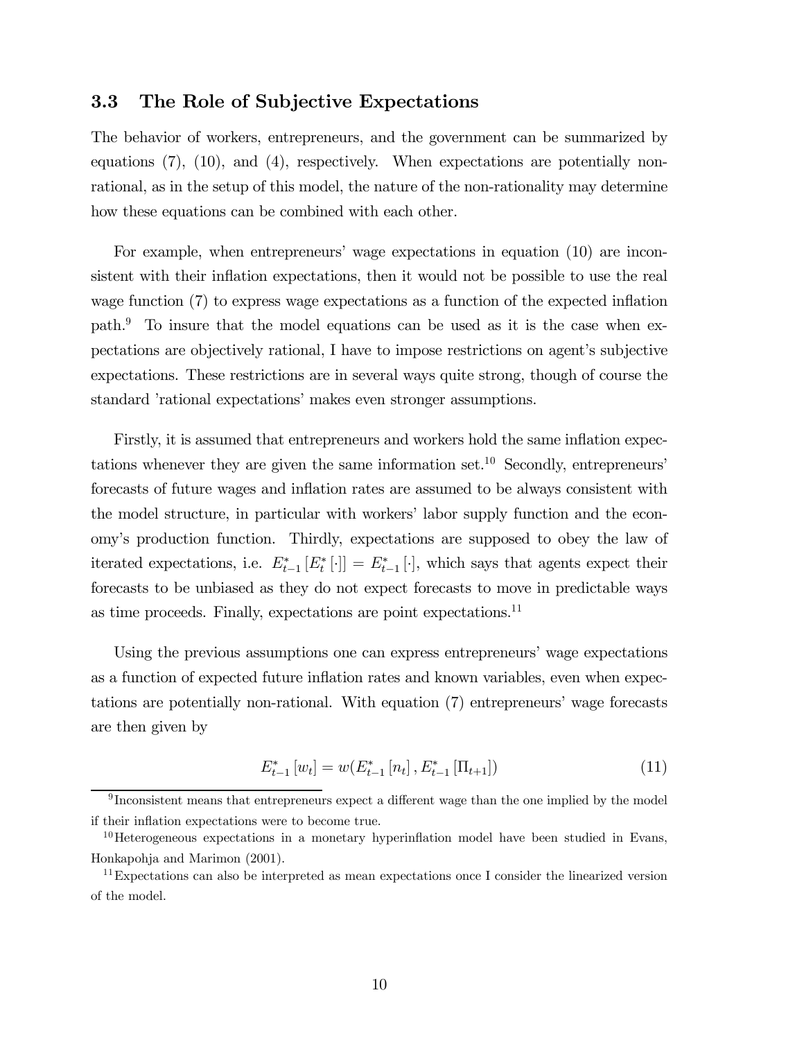### 3.3 The Role of Subjective Expectations

The behavior of workers, entrepreneurs, and the government can be summarized by equations (7), (10), and (4), respectively. When expectations are potentially non-rational, as in the setup of this model, the nature of the non-rationality may determine how these equations can be combined with each other.

For example, when entrepreneurs' wage expectations in equation (10) are inconsistent with their inflation expectations, then it would not be possible to use the real wage function (7) to express wage expectations as a function of the expected inflation path.[9] To insure that the model equations can be used as it is the case when expectations are objectively rational, I have to impose restrictions on agent's subjective expectations. These restrictions are in several ways quite strong, though of course the standard 'rational expectations' makes even stronger assumptions.

Firstly, it is assumed that entrepreneurs and workers hold the same inflation expectations whenever they are given the same information set.[10] Secondly, entrepreneurs' forecasts of future wages and inflation rates are assumed to be always consistent with the model structure, in particular with workers' labor supply function and the economy's production function. Thirdly, expectations are supposed to obey the law of iterated expectations, i.e. $E^*_{t-1}[E^*_t[\cdot]] = E^*_{t-1}[\cdot]$, which says that agents expect their forecasts to be unbiased as they do not expect forecasts to move in predictable ways as time proceeds. Finally, expectations are point expectations.[11]

Using the previous assumptions one can express entrepreneurs' wage expectations as a function of expected future inflation rates and known variables, even when expectations are potentially non-rational. With equation (7) entrepreneurs' wage forecasts are then given by

$$E^*_{t-1}[w_t] = w(E^*_{t-1}[n_t], E^*_{t-1}[\Pi_{t+1}]) \tag{11}$$

[9] Inconsistent means that entrepreneurs expect a different wage than the one implied by the model if their inflation expectations were to become true.

[10] Heterogeneous expectations in a monetary hyperinflation model have been studied in Evans, Honkapohja and Marimon (2001).

[11] Expectations can also be interpreted as mean expectations once I consider the linearized version of the model.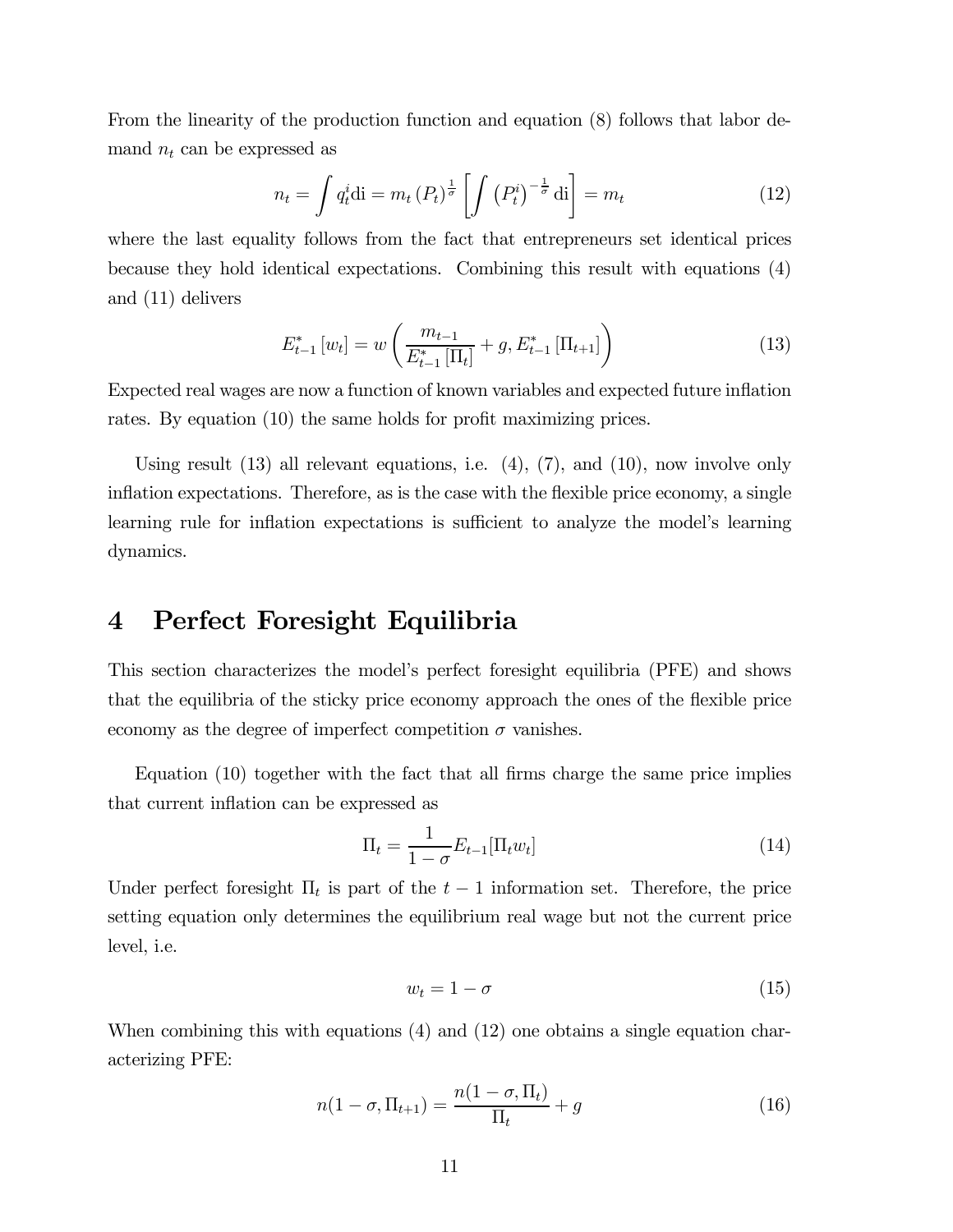From the linearity of the production function and equation (8) follows that labor demand $n_t$ can be expressed as

$$n_t = \int q_t^i \mathrm{di} = m_t \left(P_t\right)^{\frac{1}{\sigma}} \left[\int \left(P_t^i\right)^{-\frac{1}{\sigma}} \mathrm{di}\right] = m_t \tag{12}$$

where the last equality follows from the fact that entrepreneurs set identical prices because they hold identical expectations. Combining this result with equations (4) and (11) delivers

$$E_{t-1}^*\left[w_t\right] = w\left(\frac{m_{t-1}}{E_{t-1}^*\left[\Pi_t\right]} + g, E_{t-1}^*\left[\Pi_{t+1}\right]\right) \tag{13}$$

Expected real wages are now a function of known variables and expected future inflation rates. By equation (10) the same holds for profit maximizing prices.

Using result (13) all relevant equations, i.e. (4), (7), and (10), now involve only inflation expectations. Therefore, as is the case with the flexible price economy, a single learning rule for inflation expectations is sufficient to analyze the model's learning dynamics.

# 4 Perfect Foresight Equilibria

This section characterizes the model's perfect foresight equilibria (PFE) and shows that the equilibria of the sticky price economy approach the ones of the flexible price economy as the degree of imperfect competition $\sigma$ vanishes.

Equation (10) together with the fact that all firms charge the same price implies that current inflation can be expressed as

$$\Pi_t = \frac{1}{1-\sigma} E_{t-1}[\Pi_t w_t] \tag{14}$$

Under perfect foresight $\Pi_t$ is part of the $t-1$ information set. Therefore, the price setting equation only determines the equilibrium real wage but not the current price level, i.e.

$$w_t = 1 - \sigma \tag{15}$$

When combining this with equations (4) and (12) one obtains a single equation characterizing PFE:

$$n(1-\sigma, \Pi_{t+1}) = \frac{n(1-\sigma, \Pi_t)}{\Pi_t} + g \tag{16}$$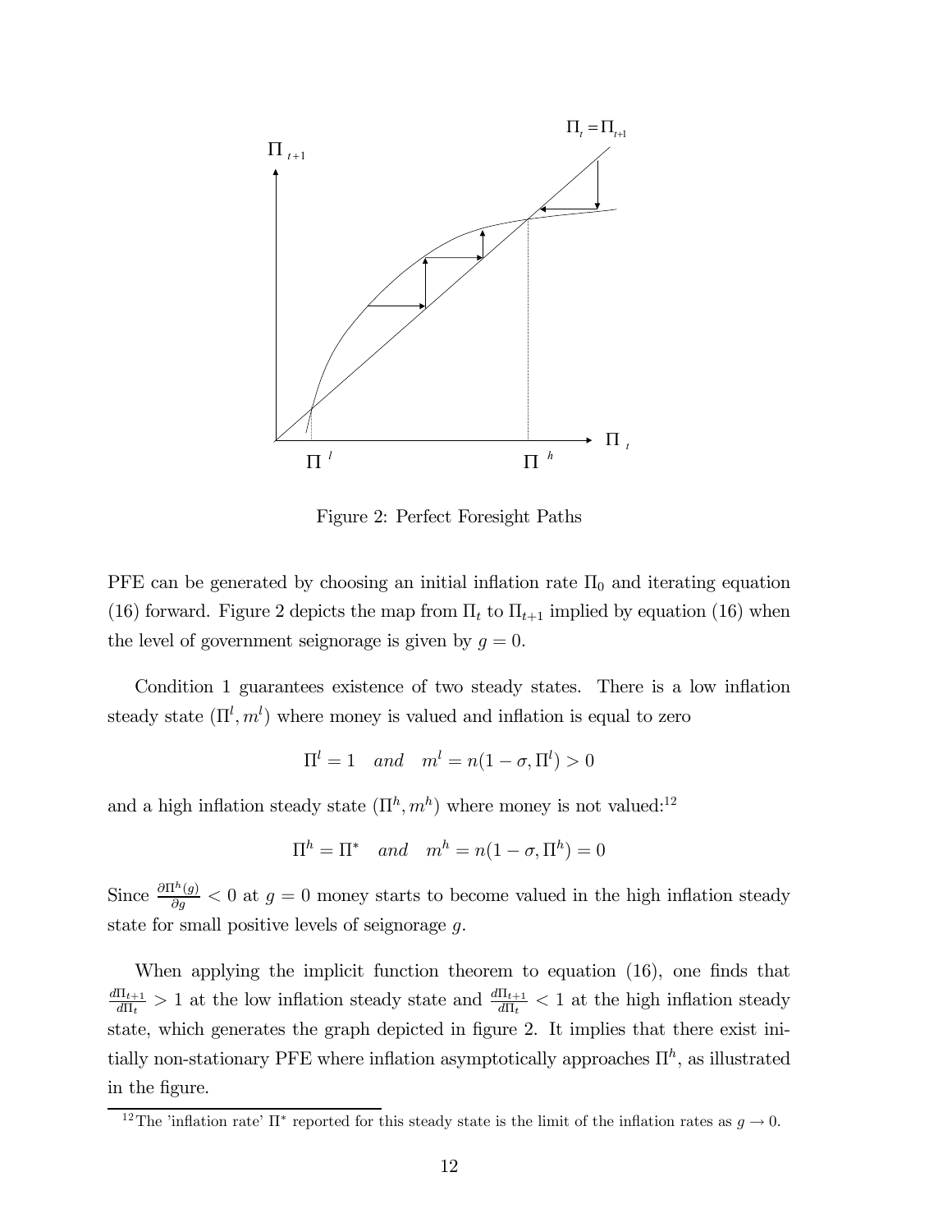Figure 2: Perfect Foresight Paths

PFE can be generated by choosing an initial inflation rate $\Pi_0$ and iterating equation (16) forward. Figure 2 depicts the map from $\Pi_t$ to $\Pi_{t+1}$ implied by equation (16) when the level of government seignorage is given by $g = 0$.

Condition 1 guarantees existence of two steady states. There is a low inflation steady state $(\Pi^l, m^l)$ where money is valued and inflation is equal to zero

$$\Pi^l = 1 \quad and \quad m^l = n(1 - \sigma, \Pi^l) > 0$$

and a high inflation steady state $(\Pi^h, m^h)$ where money is not valued:[12]

$$\Pi^h = \Pi^* \quad and \quad m^h = n(1 - \sigma, \Pi^h) = 0$$

Since $\frac{\partial \Pi^h(g)}{\partial g} < 0$ at $g = 0$ money starts to become valued in the high inflation steady state for small positive levels of seignorage $g$.

When applying the implicit function theorem to equation (16), one finds that $\frac{d\Pi_{t+1}}{d\Pi_t} > 1$ at the low inflation steady state and $\frac{d\Pi_{t+1}}{d\Pi_t} < 1$ at the high inflation steady state, which generates the graph depicted in figure 2. It implies that there exist initially non-stationary PFE where inflation asymptotically approaches $\Pi^h$, as illustrated in the figure.

[12] The 'inflation rate' $\Pi^*$ reported for this steady state is the limit of the inflation rates as $g \to 0$.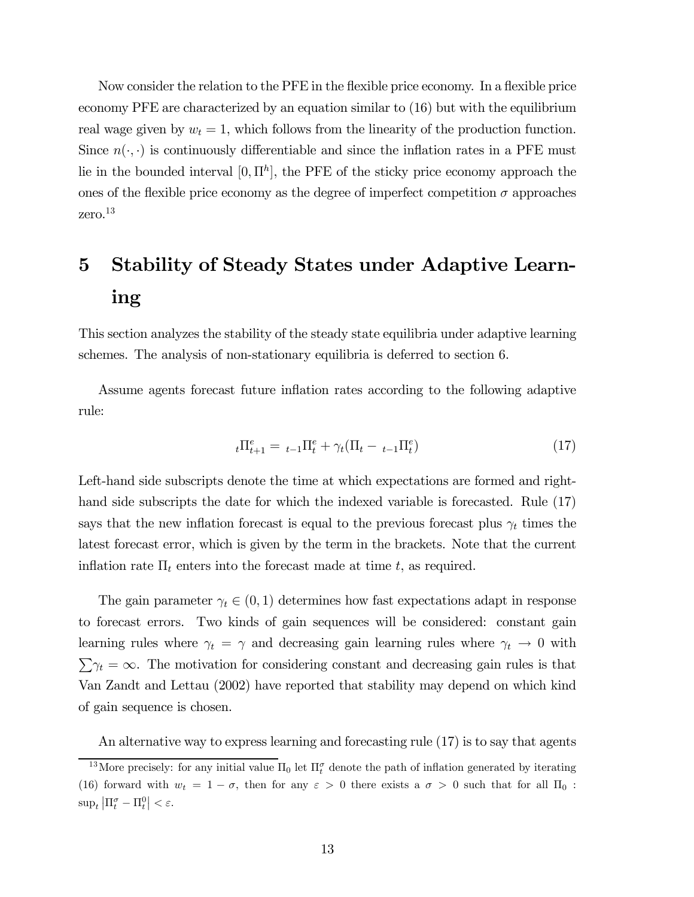Now consider the relation to the PFE in the flexible price economy. In a flexible price economy PFE are characterized by an equation similar to (16) but with the equilibrium real wage given by $w_t = 1$, which follows from the linearity of the production function. Since $n(\cdot, \cdot)$ is continuously differentiable and since the inflation rates in a PFE must lie in the bounded interval $[0, \Pi^h]$, the PFE of the sticky price economy approach the ones of the flexible price economy as the degree of imperfect competition $\sigma$ approaches zero.[13]

# 5 Stability of Steady States under Adaptive Learning

This section analyzes the stability of the steady state equilibria under adaptive learning schemes. The analysis of non-stationary equilibria is deferred to section 6.

Assume agents forecast future inflation rates according to the following adaptive rule:

$$ {}_{t}\Pi^{e}_{t+1} = {}_{t-1}\Pi^{e}_{t} + \gamma_t(\Pi_t - {}_{t-1}\Pi^{e}_{t}) \tag{17} $$

Left-hand side subscripts denote the time at which expectations are formed and right-hand side subscripts the date for which the indexed variable is forecasted. Rule (17) says that the new inflation forecast is equal to the previous forecast plus $\gamma_t$ times the latest forecast error, which is given by the term in the brackets. Note that the current inflation rate $\Pi_t$ enters into the forecast made at time $t$, as required.

The gain parameter $\gamma_t \in (0, 1)$ determines how fast expectations adapt in response to forecast errors. Two kinds of gain sequences will be considered: constant gain learning rules where $\gamma_t = \gamma$ and decreasing gain learning rules where $\gamma_t \to 0$ with $\sum \gamma_t = \infty$. The motivation for considering constant and decreasing gain rules is that Van Zandt and Lettau (2002) have reported that stability may depend on which kind of gain sequence is chosen.

An alternative way to express learning and forecasting rule (17) is to say that agents

[13] More precisely: for any initial value $\Pi_0$ let $\Pi^{\sigma}_t$ denote the path of inflation generated by iterating (16) forward with $w_t = 1 - \sigma$, then for any $\varepsilon > 0$ there exists a $\sigma > 0$ such that for all $\Pi_0$ : $\sup_t \left|\Pi^{\sigma}_t - \Pi^{0}_t\right| < \varepsilon$.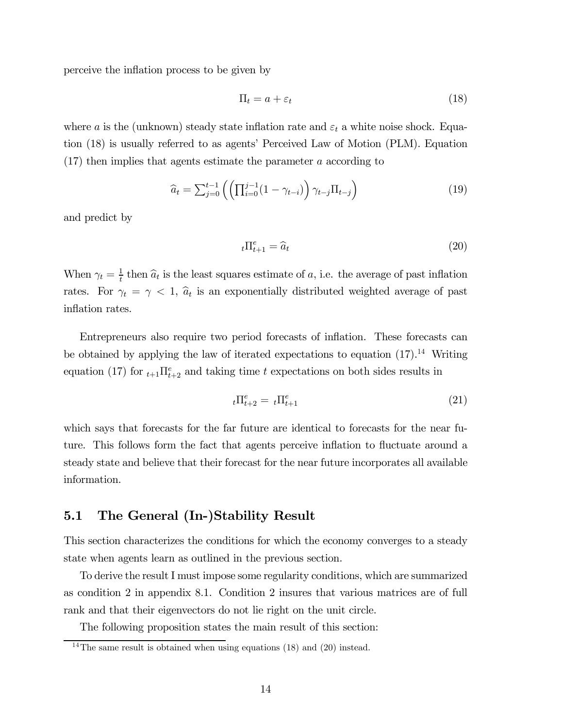perceive the inflation process to be given by

$$\Pi_t = a + \varepsilon_t \tag{18}$$

where $a$ is the (unknown) steady state inflation rate and $\varepsilon_t$ a white noise shock. Equation (18) is usually referred to as agents' Perceived Law of Motion (PLM). Equation (17) then implies that agents estimate the parameter $a$ according to

$$\widehat{a}_t = \sum_{j=0}^{t-1} \left( \left( \prod_{i=0}^{j-1} (1 - \gamma_{t-i}) \right) \gamma_{t-j} \Pi_{t-j} \right) \tag{19}$$

and predict by

$${}_t\Pi^e_{t+1} = \widehat{a}_t \tag{20}$$

When $\gamma_t = \frac{1}{t}$ then $\widehat{a}_t$ is the least squares estimate of $a$, i.e. the average of past inflation rates. For $\gamma_t = \gamma < 1$, $\widehat{a}_t$ is an exponentially distributed weighted average of past inflation rates.

Entrepreneurs also require two period forecasts of inflation. These forecasts can be obtained by applying the law of iterated expectations to equation (17).[14] Writing equation (17) for ${}_{t+1}\Pi^e_{t+2}$ and taking time $t$ expectations on both sides results in

$${}_t\Pi^e_{t+2} = {}_t\Pi^e_{t+1} \tag{21}$$

which says that forecasts for the far future are identical to forecasts for the near future. This follows form the fact that agents perceive inflation to fluctuate around a steady state and believe that their forecast for the near future incorporates all available information.

## 5.1 The General (In-)Stability Result

This section characterizes the conditions for which the economy converges to a steady state when agents learn as outlined in the previous section.

To derive the result I must impose some regularity conditions, which are summarized as condition 2 in appendix 8.1. Condition 2 insures that various matrices are of full rank and that their eigenvectors do not lie right on the unit circle.

The following proposition states the main result of this section:

[14] The same result is obtained when using equations (18) and (20) instead.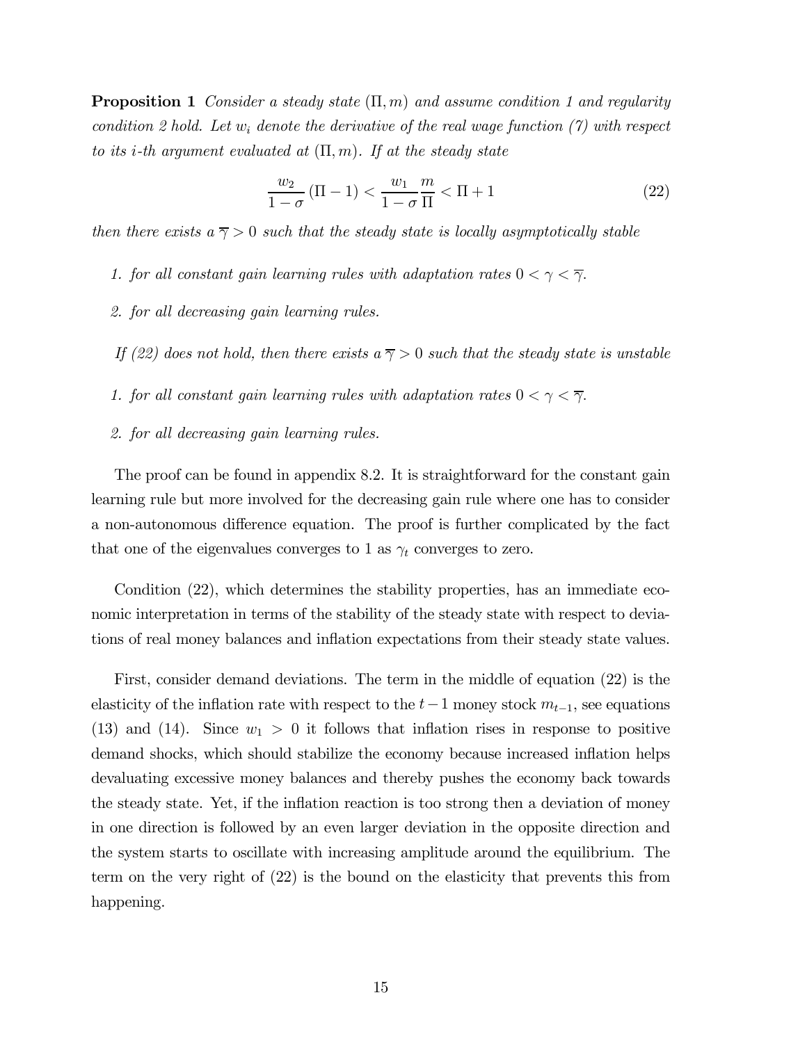**Proposition 1** *Consider a steady state* $(\Pi, m)$ *and assume condition 1 and regularity condition 2 hold. Let* $w_i$ *denote the derivative of the real wage function (7) with respect to its i-th argument evaluated at* $(\Pi, m)$*. If at the steady state*

$$\frac{w_2}{1-\sigma}(\Pi - 1) < \frac{w_1}{1-\sigma}\frac{m}{\Pi} < \Pi + 1 \tag{22}$$

*then there exists a* $\overline{\gamma} > 0$ *such that the steady state is locally asymptotically stable*

1. *for all constant gain learning rules with adaptation rates* $0 < \gamma < \overline{\gamma}$*.*
2. *for all decreasing gain learning rules.*

*If (22) does not hold, then there exists a* $\overline{\gamma} > 0$ *such that the steady state is unstable*

1. *for all constant gain learning rules with adaptation rates* $0 < \gamma < \overline{\gamma}$*.*
2. *for all decreasing gain learning rules.*

The proof can be found in appendix 8.2. It is straightforward for the constant gain learning rule but more involved for the decreasing gain rule where one has to consider a non-autonomous difference equation. The proof is further complicated by the fact that one of the eigenvalues converges to 1 as $\gamma_t$ converges to zero.

Condition (22), which determines the stability properties, has an immediate economic interpretation in terms of the stability of the steady state with respect to deviations of real money balances and inflation expectations from their steady state values.

First, consider demand deviations. The term in the middle of equation (22) is the elasticity of the inflation rate with respect to the $t-1$ money stock $m_{t-1}$, see equations (13) and (14). Since $w_1 > 0$ it follows that inflation rises in response to positive demand shocks, which should stabilize the economy because increased inflation helps devaluating excessive money balances and thereby pushes the economy back towards the steady state. Yet, if the inflation reaction is too strong then a deviation of money in one direction is followed by an even larger deviation in the opposite direction and the system starts to oscillate with increasing amplitude around the equilibrium. The term on the very right of (22) is the bound on the elasticity that prevents this from happening.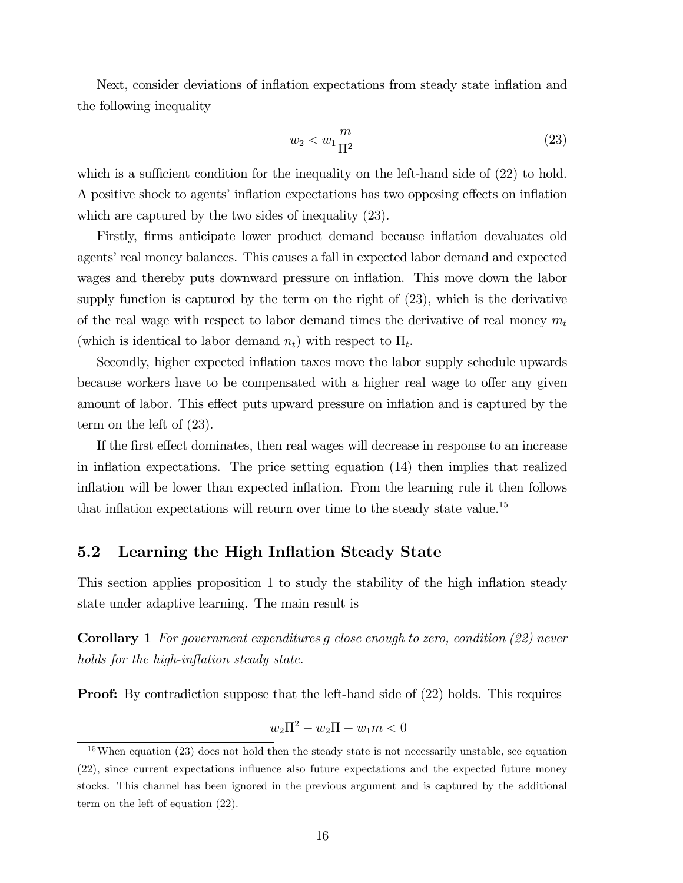Next, consider deviations of inflation expectations from steady state inflation and the following inequality

$$w_2 < w_1 \frac{m}{\Pi^2} \tag{23}$$

which is a sufficient condition for the inequality on the left-hand side of (22) to hold. A positive shock to agents' inflation expectations has two opposing effects on inflation which are captured by the two sides of inequality (23).

Firstly, firms anticipate lower product demand because inflation devaluates old agents' real money balances. This causes a fall in expected labor demand and expected wages and thereby puts downward pressure on inflation. This move down the labor supply function is captured by the term on the right of (23), which is the derivative of the real wage with respect to labor demand times the derivative of real money $m_t$ (which is identical to labor demand $n_t$) with respect to $\Pi_t$.

Secondly, higher expected inflation taxes move the labor supply schedule upwards because workers have to be compensated with a higher real wage to offer any given amount of labor. This effect puts upward pressure on inflation and is captured by the term on the left of (23).

If the first effect dominates, then real wages will decrease in response to an increase in inflation expectations. The price setting equation (14) then implies that realized inflation will be lower than expected inflation. From the learning rule it then follows that inflation expectations will return over time to the steady state value.[15]

## 5.2 Learning the High Inflation Steady State

This section applies proposition 1 to study the stability of the high inflation steady state under adaptive learning. The main result is

**Corollary 1** *For government expenditures g close enough to zero, condition (22) never holds for the high-inflation steady state.*

**Proof:** By contradiction suppose that the left-hand side of (22) holds. This requires

$$w_2 \Pi^2 - w_2 \Pi - w_1 m < 0$$

[15] When equation (23) does not hold then the steady state is not necessarily unstable, see equation (22), since current expectations influence also future expectations and the expected future money stocks. This channel has been ignored in the previous argument and is captured by the additional term on the left of equation (22).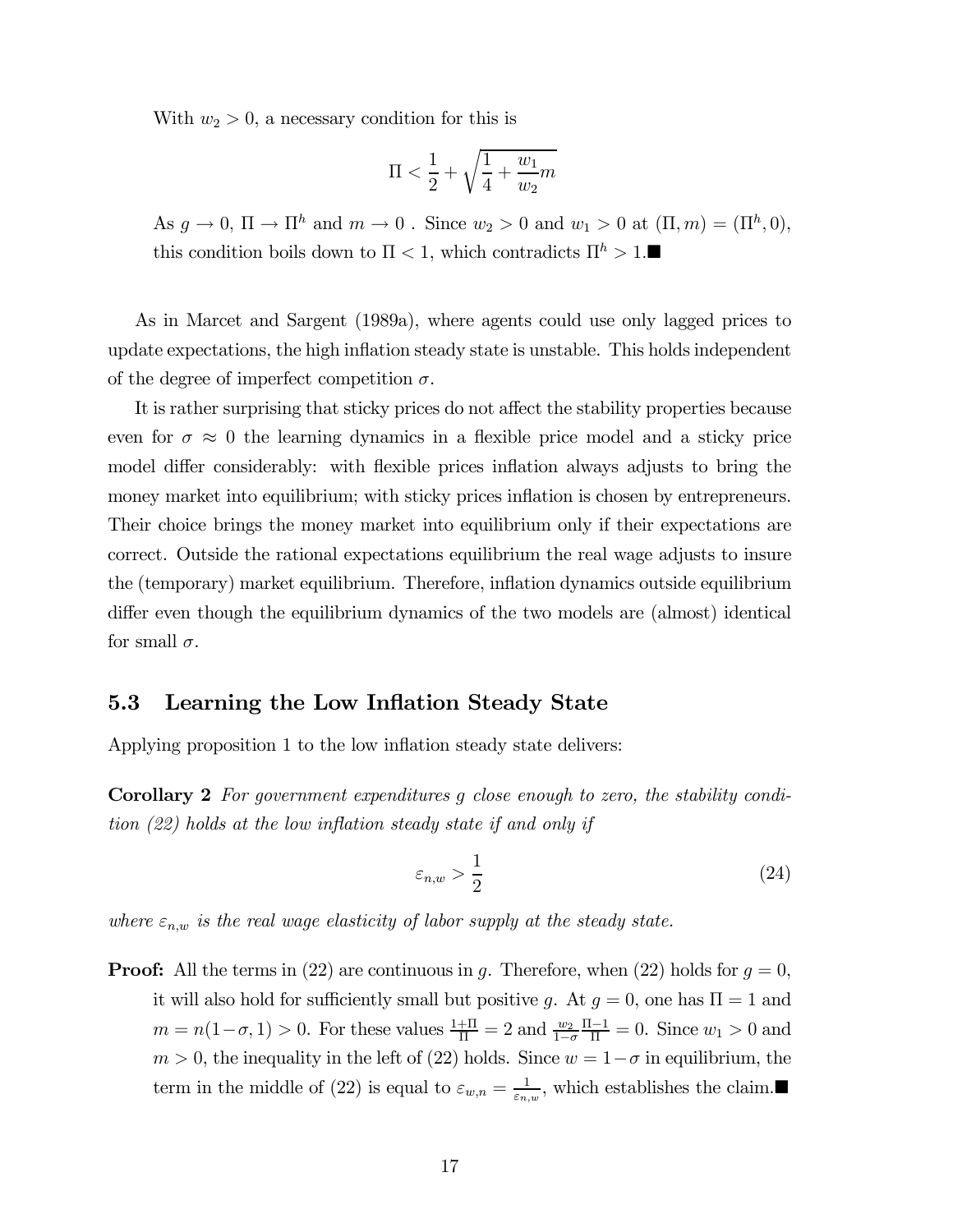With $w_2 > 0$, a necessary condition for this is

$$\Pi < \frac{1}{2} + \sqrt{\frac{1}{4} + \frac{w_1}{w_2} m}$$

As $g \to 0$, $\Pi \to \Pi^h$ and $m \to 0$ . Since $w_2 > 0$ and $w_1 > 0$ at $(\Pi, m) = (\Pi^h, 0)$, this condition boils down to $\Pi < 1$, which contradicts $\Pi^h > 1$.■

As in Marcet and Sargent (1989a), where agents could use only lagged prices to update expectations, the high inflation steady state is unstable. This holds independent of the degree of imperfect competition $\sigma$.

It is rather surprising that sticky prices do not affect the stability properties because even for $\sigma \approx 0$ the learning dynamics in a flexible price model and a sticky price model differ considerably: with flexible prices inflation always adjusts to bring the money market into equilibrium; with sticky prices inflation is chosen by entrepreneurs. Their choice brings the money market into equilibrium only if their expectations are correct. Outside the rational expectations equilibrium the real wage adjusts to insure the (temporary) market equilibrium. Therefore, inflation dynamics outside equilibrium differ even though the equilibrium dynamics of the two models are (almost) identical for small $\sigma$.

## 5.3 Learning the Low Inflation Steady State

Applying proposition 1 to the low inflation steady state delivers:

**Corollary 2** *For government expenditures $g$ close enough to zero, the stability condition (22) holds at the low inflation steady state if and only if*

$$\varepsilon_{n,w} > \frac{1}{2} \tag{24}$$

*where $\varepsilon_{n,w}$ is the real wage elasticity of labor supply at the steady state.*

**Proof:** All the terms in (22) are continuous in $g$. Therefore, when (22) holds for $g = 0$, it will also hold for sufficiently small but positive $g$. At $g = 0$, one has $\Pi = 1$ and $m = n(1-\sigma, 1) > 0$. For these values $\frac{1+\Pi}{\Pi} = 2$ and $\frac{w_2}{1-\sigma}\frac{\Pi-1}{\Pi} = 0$. Since $w_1 > 0$ and $m > 0$, the inequality in the left of (22) holds. Since $w = 1-\sigma$ in equilibrium, the term in the middle of (22) is equal to $\varepsilon_{w,n} = \frac{1}{\varepsilon_{n,w}}$, which establishes the claim.■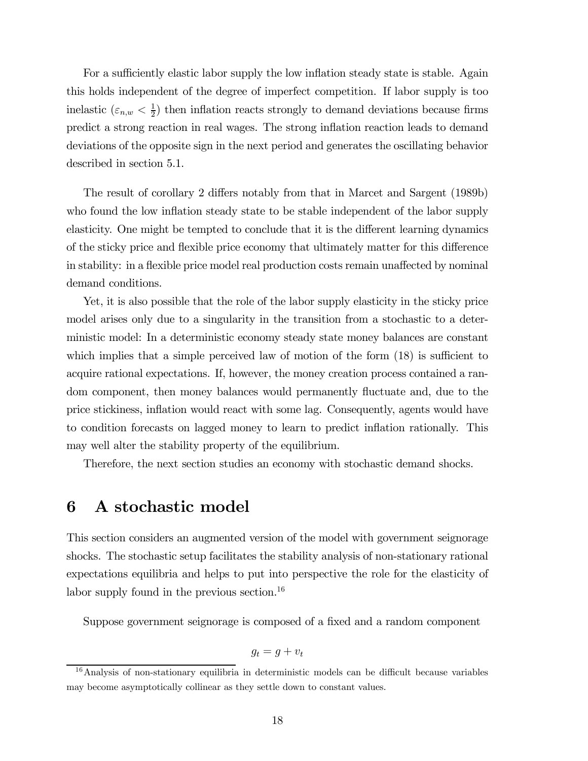For a sufficiently elastic labor supply the low inflation steady state is stable. Again this holds independent of the degree of imperfect competition. If labor supply is too inelastic ($\varepsilon_{n,w} < \frac{1}{2}$) then inflation reacts strongly to demand deviations because firms predict a strong reaction in real wages. The strong inflation reaction leads to demand deviations of the opposite sign in the next period and generates the oscillating behavior described in section 5.1.

The result of corollary 2 differs notably from that in Marcet and Sargent (1989b) who found the low inflation steady state to be stable independent of the labor supply elasticity. One might be tempted to conclude that it is the different learning dynamics of the sticky price and flexible price economy that ultimately matter for this difference in stability: in a flexible price model real production costs remain unaffected by nominal demand conditions.

Yet, it is also possible that the role of the labor supply elasticity in the sticky price model arises only due to a singularity in the transition from a stochastic to a deterministic model: In a deterministic economy steady state money balances are constant which implies that a simple perceived law of motion of the form (18) is sufficient to acquire rational expectations. If, however, the money creation process contained a random component, then money balances would permanently fluctuate and, due to the price stickiness, inflation would react with some lag. Consequently, agents would have to condition forecasts on lagged money to learn to predict inflation rationally. This may well alter the stability property of the equilibrium.

Therefore, the next section studies an economy with stochastic demand shocks.

# 6 A stochastic model

This section considers an augmented version of the model with government seignorage shocks. The stochastic setup facilitates the stability analysis of non-stationary rational expectations equilibria and helps to put into perspective the role for the elasticity of labor supply found in the previous section.[16]

Suppose government seignorage is composed of a fixed and a random component

$$g_t = g + v_t$$

[16] Analysis of non-stationary equilibria in deterministic models can be difficult because variables may become asymptotically collinear as they settle down to constant values.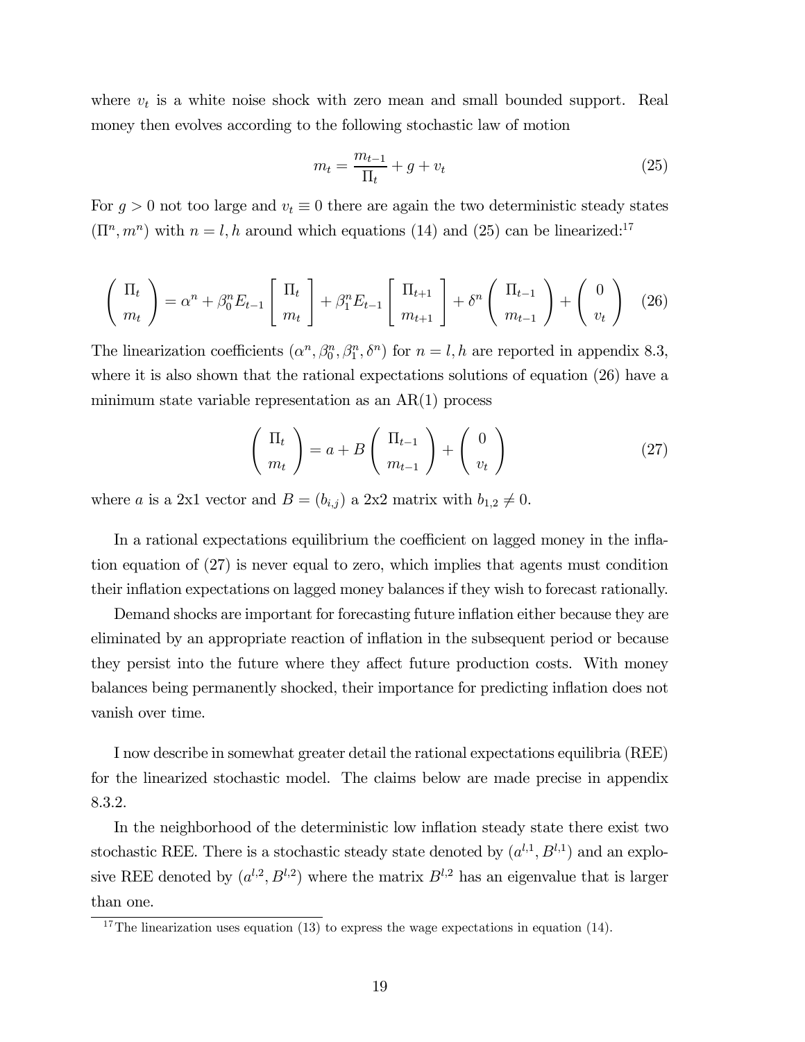where $v_t$ is a white noise shock with zero mean and small bounded support. Real money then evolves according to the following stochastic law of motion

$$m_t = \frac{m_{t-1}}{\Pi_t} + g + v_t \tag{25}$$

For $g > 0$ not too large and $v_t \equiv 0$ there are again the two deterministic steady states $(\Pi^n, m^n)$ with $n = l, h$ around which equations (14) and (25) can be linearized:[17]

$$\begin{pmatrix} \Pi_t \\ m_t \end{pmatrix} = \alpha^n + \beta_0^n E_{t-1} \begin{bmatrix} \Pi_t \\ m_t \end{bmatrix} + \beta_1^n E_{t-1} \begin{bmatrix} \Pi_{t+1} \\ m_{t+1} \end{bmatrix} + \delta^n \begin{pmatrix} \Pi_{t-1} \\ m_{t-1} \end{pmatrix} + \begin{pmatrix} 0 \\ v_t \end{pmatrix} \tag{26}$$

The linearization coefficients $(\alpha^n, \beta_0^n, \beta_1^n, \delta^n)$ for $n = l, h$ are reported in appendix 8.3, where it is also shown that the rational expectations solutions of equation (26) have a minimum state variable representation as an AR(1) process

$$\begin{pmatrix} \Pi_t \\ m_t \end{pmatrix} = a + B \begin{pmatrix} \Pi_{t-1} \\ m_{t-1} \end{pmatrix} + \begin{pmatrix} 0 \\ v_t \end{pmatrix} \tag{27}$$

where $a$ is a 2x1 vector and $B = (b_{i,j})$ a 2x2 matrix with $b_{1,2} \neq 0$.

In a rational expectations equilibrium the coefficient on lagged money in the inflation equation of (27) is never equal to zero, which implies that agents must condition their inflation expectations on lagged money balances if they wish to forecast rationally.

Demand shocks are important for forecasting future inflation either because they are eliminated by an appropriate reaction of inflation in the subsequent period or because they persist into the future where they affect future production costs. With money balances being permanently shocked, their importance for predicting inflation does not vanish over time.

I now describe in somewhat greater detail the rational expectations equilibria (REE) for the linearized stochastic model. The claims below are made precise in appendix 8.3.2.

In the neighborhood of the deterministic low inflation steady state there exist two stochastic REE. There is a stochastic steady state denoted by $(a^{l,1}, B^{l,1})$ and an explosive REE denoted by $(a^{l,2}, B^{l,2})$ where the matrix $B^{l,2}$ has an eigenvalue that is larger than one.

[17] The linearization uses equation (13) to express the wage expectations in equation (14).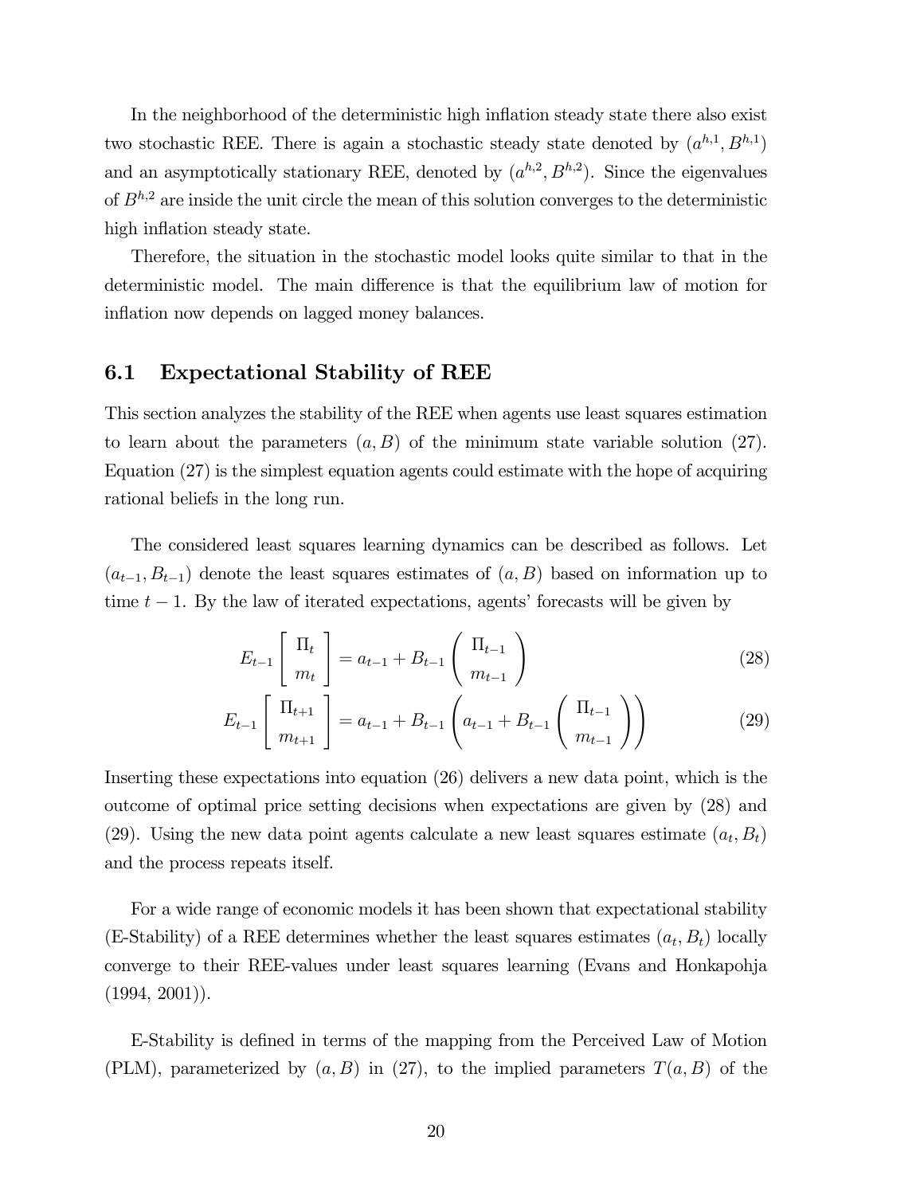In the neighborhood of the deterministic high inflation steady state there also exist two stochastic REE. There is again a stochastic steady state denoted by $(a^{h,1}, B^{h,1})$ and an asymptotically stationary REE, denoted by $(a^{h,2}, B^{h,2})$. Since the eigenvalues of $B^{h,2}$ are inside the unit circle the mean of this solution converges to the deterministic high inflation steady state.

Therefore, the situation in the stochastic model looks quite similar to that in the deterministic model. The main difference is that the equilibrium law of motion for inflation now depends on lagged money balances.

## 6.1 Expectational Stability of REE

This section analyzes the stability of the REE when agents use least squares estimation to learn about the parameters $(a, B)$ of the minimum state variable solution (27). Equation (27) is the simplest equation agents could estimate with the hope of acquiring rational beliefs in the long run.

The considered least squares learning dynamics can be described as follows. Let $(a_{t-1}, B_{t-1})$ denote the least squares estimates of $(a, B)$ based on information up to time $t-1$. By the law of iterated expectations, agents' forecasts will be given by

$$E_{t-1}\begin{bmatrix} \Pi_t \\ m_t \end{bmatrix} = a_{t-1} + B_{t-1}\begin{pmatrix} \Pi_{t-1} \\ m_{t-1} \end{pmatrix} \tag{28}$$

$$E_{t-1}\begin{bmatrix} \Pi_{t+1} \\ m_{t+1} \end{bmatrix} = a_{t-1} + B_{t-1}\left(a_{t-1} + B_{t-1}\begin{pmatrix} \Pi_{t-1} \\ m_{t-1} \end{pmatrix}\right) \tag{29}$$

Inserting these expectations into equation (26) delivers a new data point, which is the outcome of optimal price setting decisions when expectations are given by (28) and (29). Using the new data point agents calculate a new least squares estimate $(a_t, B_t)$ and the process repeats itself.

For a wide range of economic models it has been shown that expectational stability (E-Stability) of a REE determines whether the least squares estimates $(a_t, B_t)$ locally converge to their REE-values under least squares learning (Evans and Honkapohja (1994, 2001)).

E-Stability is defined in terms of the mapping from the Perceived Law of Motion (PLM), parameterized by $(a, B)$ in (27), to the implied parameters $T(a, B)$ of the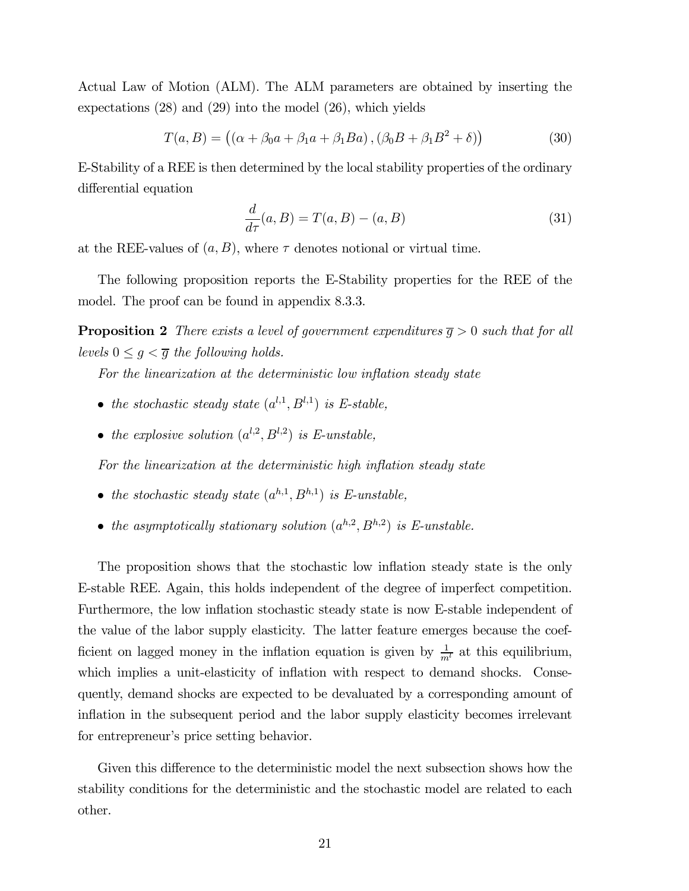Actual Law of Motion (ALM). The ALM parameters are obtained by inserting the expectations (28) and (29) into the model (26), which yields

$$T(a,B) = \left( (\alpha + \beta_0 a + \beta_1 a + \beta_1 B a), (\beta_0 B + \beta_1 B^2 + \delta) \right) \tag{30}$$

E-Stability of a REE is then determined by the local stability properties of the ordinary differential equation

$$\frac{d}{d\tau}(a,B) = T(a,B) - (a,B) \tag{31}$$

at the REE-values of $(a, B)$, where $\tau$ denotes notional or virtual time.

The following proposition reports the E-Stability properties for the REE of the model. The proof can be found in appendix 8.3.3.

**Proposition 2** *There exists a level of government expenditures $\overline{g} > 0$ such that for all levels $0 \leq g < \overline{g}$ the following holds.*

*For the linearization at the deterministic low inflation steady state*

- *the stochastic steady state $(a^{l,1}, B^{l,1})$ is E-stable,*
- *the explosive solution $(a^{l,2}, B^{l,2})$ is E-unstable,*

*For the linearization at the deterministic high inflation steady state*

- *the stochastic steady state $(a^{h,1}, B^{h,1})$ is E-unstable,*
- *the asymptotically stationary solution $(a^{h,2}, B^{h,2})$ is E-unstable.*

The proposition shows that the stochastic low inflation steady state is the only E-stable REE. Again, this holds independent of the degree of imperfect competition. Furthermore, the low inflation stochastic steady state is now E-stable independent of the value of the labor supply elasticity. The latter feature emerges because the coefficient on lagged money in the inflation equation is given by $\frac{1}{m^l}$ at this equilibrium, which implies a unit-elasticity of inflation with respect to demand shocks. Consequently, demand shocks are expected to be devaluated by a corresponding amount of inflation in the subsequent period and the labor supply elasticity becomes irrelevant for entrepreneur's price setting behavior.

Given this difference to the deterministic model the next subsection shows how the stability conditions for the deterministic and the stochastic model are related to each other.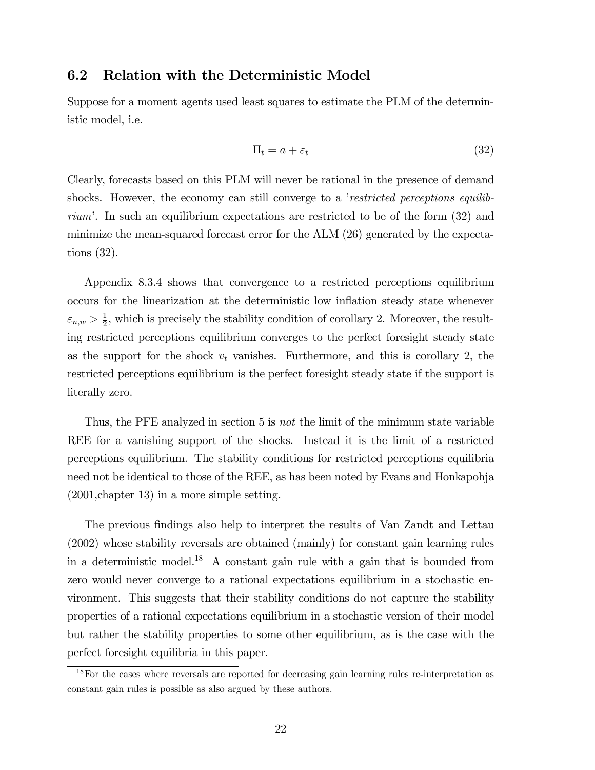## 6.2 Relation with the Deterministic Model

Suppose for a moment agents used least squares to estimate the PLM of the deterministic model, i.e.

$$\Pi_t = a + \varepsilon_t \tag{32}$$

Clearly, forecasts based on this PLM will never be rational in the presence of demand shocks. However, the economy can still converge to a '*restricted perceptions equilibrium*'. In such an equilibrium expectations are restricted to be of the form (32) and minimize the mean-squared forecast error for the ALM (26) generated by the expectations (32).

Appendix 8.3.4 shows that convergence to a restricted perceptions equilibrium occurs for the linearization at the deterministic low inflation steady state whenever $\varepsilon_{n,w} > \frac{1}{2}$, which is precisely the stability condition of corollary 2. Moreover, the resulting restricted perceptions equilibrium converges to the perfect foresight steady state as the support for the shock $v_t$ vanishes. Furthermore, and this is corollary 2, the restricted perceptions equilibrium is the perfect foresight steady state if the support is literally zero.

Thus, the PFE analyzed in section 5 is *not* the limit of the minimum state variable REE for a vanishing support of the shocks. Instead it is the limit of a restricted perceptions equilibrium. The stability conditions for restricted perceptions equilibria need not be identical to those of the REE, as has been noted by Evans and Honkapohja (2001,chapter 13) in a more simple setting.

The previous findings also help to interpret the results of Van Zandt and Lettau (2002) whose stability reversals are obtained (mainly) for constant gain learning rules in a deterministic model.[18] A constant gain rule with a gain that is bounded from zero would never converge to a rational expectations equilibrium in a stochastic environment. This suggests that their stability conditions do not capture the stability properties of a rational expectations equilibrium in a stochastic version of their model but rather the stability properties to some other equilibrium, as is the case with the perfect foresight equilibria in this paper.

[18] For the cases where reversals are reported for decreasing gain learning rules re-interpretation as constant gain rules is possible as also argued by these authors.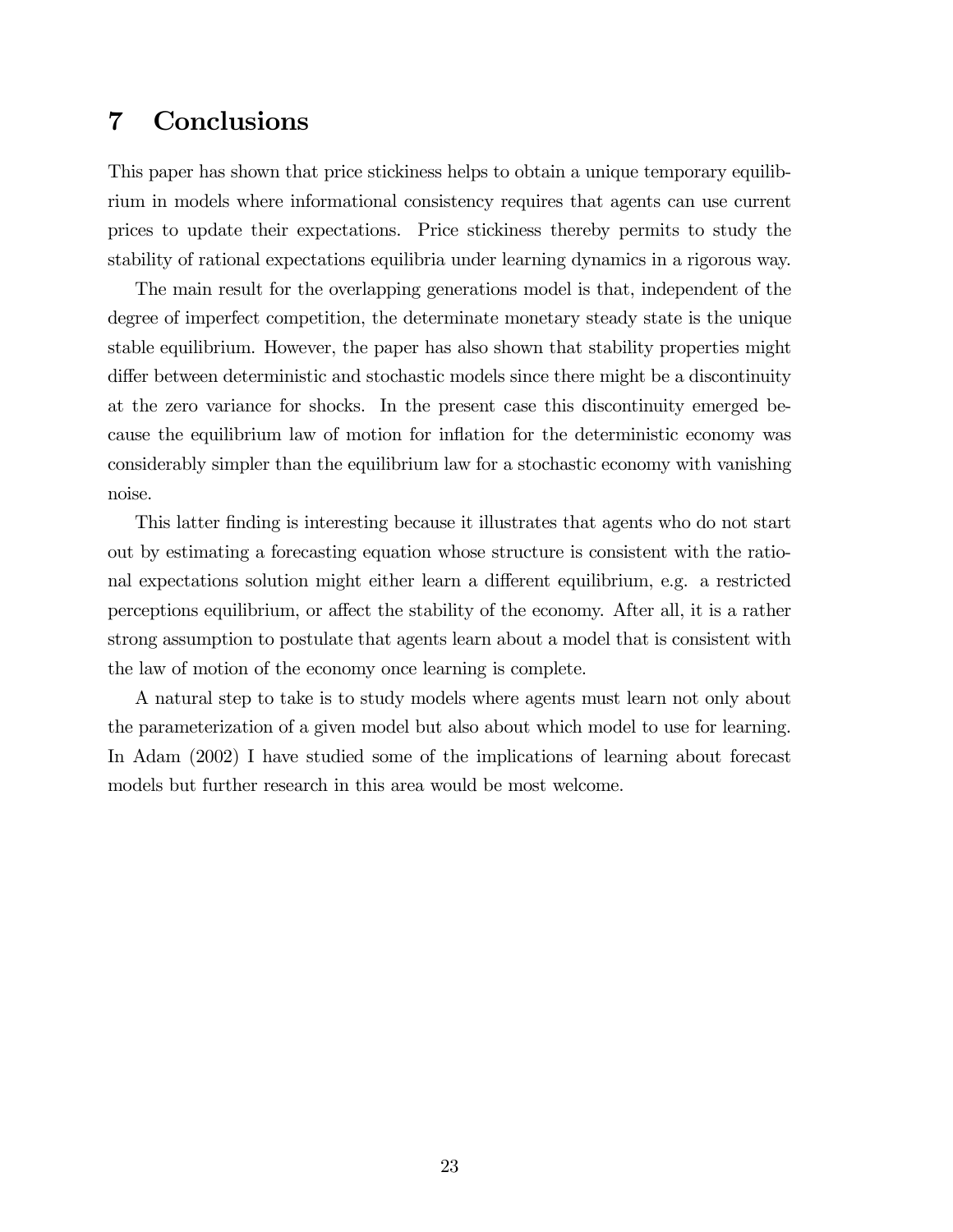# 7 Conclusions

This paper has shown that price stickiness helps to obtain a unique temporary equilibrium in models where informational consistency requires that agents can use current prices to update their expectations. Price stickiness thereby permits to study the stability of rational expectations equilibria under learning dynamics in a rigorous way.

The main result for the overlapping generations model is that, independent of the degree of imperfect competition, the determinate monetary steady state is the unique stable equilibrium. However, the paper has also shown that stability properties might differ between deterministic and stochastic models since there might be a discontinuity at the zero variance for shocks. In the present case this discontinuity emerged because the equilibrium law of motion for inflation for the deterministic economy was considerably simpler than the equilibrium law for a stochastic economy with vanishing noise.

This latter finding is interesting because it illustrates that agents who do not start out by estimating a forecasting equation whose structure is consistent with the rational expectations solution might either learn a different equilibrium, e.g. a restricted perceptions equilibrium, or affect the stability of the economy. After all, it is a rather strong assumption to postulate that agents learn about a model that is consistent with the law of motion of the economy once learning is complete.

A natural step to take is to study models where agents must learn not only about the parameterization of a given model but also about which model to use for learning. In Adam (2002) I have studied some of the implications of learning about forecast models but further research in this area would be most welcome.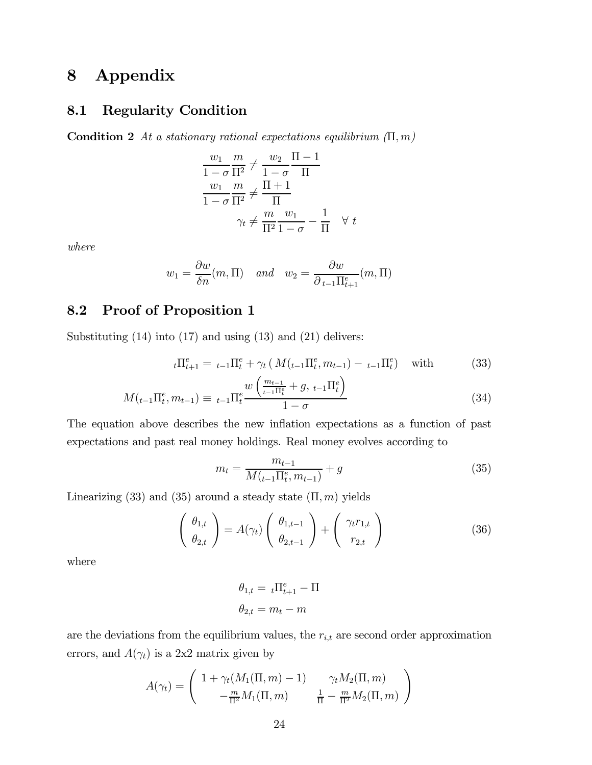# 8 Appendix

## 8.1 Regularity Condition

**Condition 2** *At a stationary rational expectations equilibrium $(\Pi, m)$*

$$\frac{w_1}{1-\sigma}\frac{m}{\Pi^2} \neq \frac{w_2}{1-\sigma}\frac{\Pi - 1}{\Pi}$$
$$\frac{w_1}{1-\sigma}\frac{m}{\Pi^2} \neq \frac{\Pi + 1}{\Pi}$$
$$\gamma_t \neq \frac{m}{\Pi^2}\frac{w_1}{1-\sigma} - \frac{1}{\Pi} \quad \forall\ t$$

*where*

$$w_1 = \frac{\partial w}{\delta n}(m, \Pi) \quad \textit{and} \quad w_2 = \frac{\partial w}{\partial\, {}_{t-1}\Pi^e_{t+1}}(m, \Pi)$$

## 8.2 Proof of Proposition 1

Substituting (14) into (17) and using (13) and (21) delivers:

$$ {}_t\Pi^e_{t+1} = {}_{t-1}\Pi^e_t + \gamma_t \left( M({}_{t-1}\Pi^e_t, m_{t-1}) - {}_{t-1}\Pi^e_t \right) \quad \text{with} \tag{33}$$

$$M({}_{t-1}\Pi^e_t, m_{t-1}) \equiv {}_{t-1}\Pi^e_t \frac{w\left(\frac{m_{t-1}}{{}_{t-1}\Pi^e_t} + g,\ {}_{t-1}\Pi^e_t\right)}{1-\sigma} \tag{34}$$

The equation above describes the new inflation expectations as a function of past expectations and past real money holdings. Real money evolves according to

$$m_t = \frac{m_{t-1}}{M({}_{t-1}\Pi^e_t, m_{t-1})} + g \tag{35}$$

Linearizing (33) and (35) around a steady state $(\Pi, m)$ yields

$$\begin{pmatrix} \theta_{1,t} \\ \theta_{2,t} \end{pmatrix} = A(\gamma_t) \begin{pmatrix} \theta_{1,t-1} \\ \theta_{2,t-1} \end{pmatrix} + \begin{pmatrix} \gamma_t r_{1,t} \\ r_{2,t} \end{pmatrix} \tag{36}$$

where

$$\theta_{1,t} = {}_t\Pi^e_{t+1} - \Pi$$
$$\theta_{2,t} = m_t - m$$

are the deviations from the equilibrium values, the $r_{i,t}$ are second order approximation errors, and $A(\gamma_t)$ is a 2x2 matrix given by

$$A(\gamma_t) = \begin{pmatrix} 1 + \gamma_t(M_1(\Pi, m) - 1) & \gamma_t M_2(\Pi, m) \\ -\frac{m}{\Pi^2} M_1(\Pi, m) & \frac{1}{\Pi} - \frac{m}{\Pi^2} M_2(\Pi, m) \end{pmatrix}$$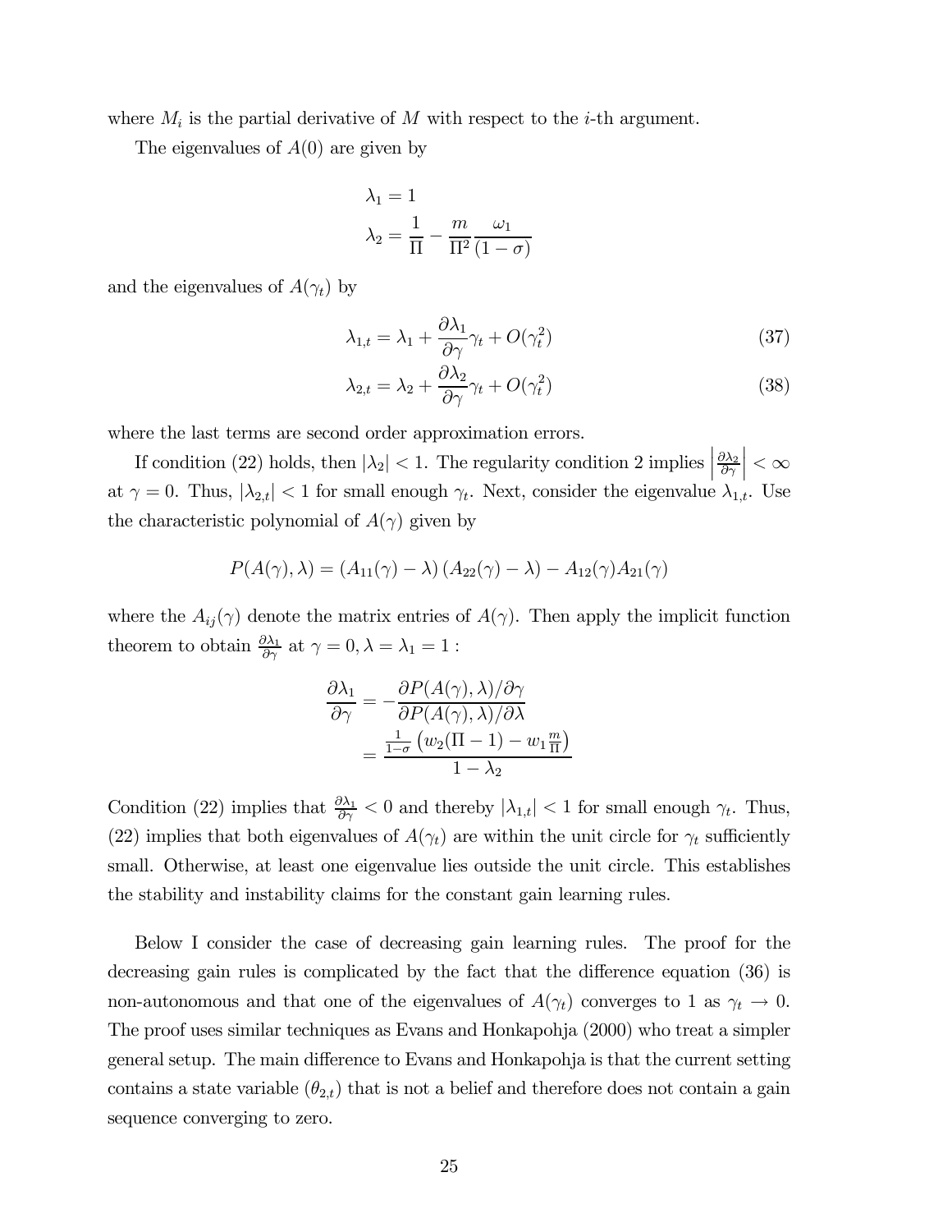where $M_i$ is the partial derivative of $M$ with respect to the $i$-th argument.

The eigenvalues of $A(0)$ are given by

$$\lambda_1 = 1$$
$$\lambda_2 = \frac{1}{\Pi} - \frac{m}{\Pi^2}\frac{\omega_1}{(1-\sigma)}$$

and the eigenvalues of $A(\gamma_t)$ by

$$\lambda_{1,t} = \lambda_1 + \frac{\partial \lambda_1}{\partial \gamma}\gamma_t + O(\gamma_t^2) \tag{37}$$
$$\lambda_{2,t} = \lambda_2 + \frac{\partial \lambda_2}{\partial \gamma}\gamma_t + O(\gamma_t^2) \tag{38}$$

where the last terms are second order approximation errors.

If condition (22) holds, then $|\lambda_2| < 1$. The regularity condition 2 implies $\left|\frac{\partial \lambda_2}{\partial \gamma}\right| < \infty$ at $\gamma = 0$. Thus, $|\lambda_{2,t}| < 1$ for small enough $\gamma_t$. Next, consider the eigenvalue $\lambda_{1,t}$. Use the characteristic polynomial of $A(\gamma)$ given by

$$P(A(\gamma), \lambda) = (A_{11}(\gamma) - \lambda)(A_{22}(\gamma) - \lambda) - A_{12}(\gamma)A_{21}(\gamma)$$

where the $A_{ij}(\gamma)$ denote the matrix entries of $A(\gamma)$. Then apply the implicit function theorem to obtain $\frac{\partial \lambda_1}{\partial \gamma}$ at $\gamma = 0, \lambda = \lambda_1 = 1$ :

$$\begin{aligned}
\frac{\partial \lambda_1}{\partial \gamma} &= -\frac{\partial P(A(\gamma), \lambda)/\partial \gamma}{\partial P(A(\gamma), \lambda)/\partial \lambda} \\
&= \frac{\frac{1}{1-\sigma}\left(w_2(\Pi - 1) - w_1 \frac{m}{\Pi}\right)}{1 - \lambda_2}
\end{aligned}$$

Condition (22) implies that $\frac{\partial \lambda_1}{\partial \gamma} < 0$ and thereby $|\lambda_{1,t}| < 1$ for small enough $\gamma_t$. Thus, (22) implies that both eigenvalues of $A(\gamma_t)$ are within the unit circle for $\gamma_t$ sufficiently small. Otherwise, at least one eigenvalue lies outside the unit circle. This establishes the stability and instability claims for the constant gain learning rules.

Below I consider the case of decreasing gain learning rules. The proof for the decreasing gain rules is complicated by the fact that the difference equation (36) is non-autonomous and that one of the eigenvalues of $A(\gamma_t)$ converges to 1 as $\gamma_t \to 0$. The proof uses similar techniques as Evans and Honkapohja (2000) who treat a simpler general setup. The main difference to Evans and Honkapohja is that the current setting contains a state variable ($\theta_{2,t}$) that is not a belief and therefore does not contain a gain sequence converging to zero.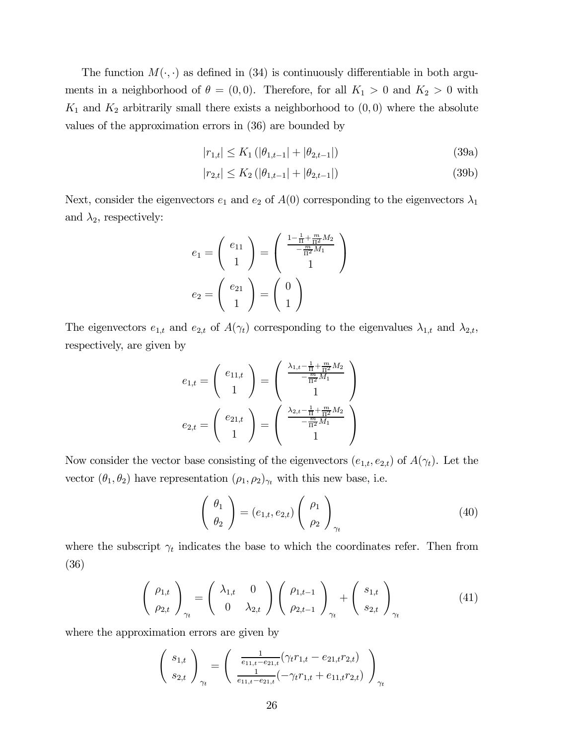The function $M(\cdot, \cdot)$ as defined in (34) is continuously differentiable in both arguments in a neighborhood of $\theta = (0, 0)$. Therefore, for all $K_1 > 0$ and $K_2 > 0$ with $K_1$ and $K_2$ arbitrarily small there exists a neighborhood to $(0, 0)$ where the absolute values of the approximation errors in (36) are bounded by

$$|r_{1,t}| \leq K_1 \left( |\theta_{1,t-1}| + |\theta_{2,t-1}| \right) \tag{39a}$$

$$|r_{2,t}| \leq K_2 \left( |\theta_{1,t-1}| + |\theta_{2,t-1}| \right) \tag{39b}$$

Next, consider the eigenvectors $e_1$ and $e_2$ of $A(0)$ corresponding to the eigenvectors $\lambda_1$ and $\lambda_2$, respectively:

$$e_1 = \begin{pmatrix} e_{11} \\ 1 \end{pmatrix} = \begin{pmatrix} \frac{1 - \frac{1}{\Pi} + \frac{m}{\Pi^2} M_2}{-\frac{m}{\Pi^2} M_1} \\ 1 \end{pmatrix}$$

$$e_2 = \begin{pmatrix} e_{21} \\ 1 \end{pmatrix} = \begin{pmatrix} 0 \\ 1 \end{pmatrix}$$

The eigenvectors $e_{1,t}$ and $e_{2,t}$ of $A(\gamma_t)$ corresponding to the eigenvalues $\lambda_{1,t}$ and $\lambda_{2,t}$, respectively, are given by

$$e_{1,t} = \begin{pmatrix} e_{11,t} \\ 1 \end{pmatrix} = \begin{pmatrix} \frac{\lambda_{1,t} - \frac{1}{\Pi} + \frac{m}{\Pi^2} M_2}{-\frac{m}{\Pi^2} M_1} \\ 1 \end{pmatrix}$$

$$e_{2,t} = \begin{pmatrix} e_{21,t} \\ 1 \end{pmatrix} = \begin{pmatrix} \frac{\lambda_{2,t} - \frac{1}{\Pi} + \frac{m}{\Pi^2} M_2}{-\frac{m}{\Pi^2} M_1} \\ 1 \end{pmatrix}$$

Now consider the vector base consisting of the eigenvectors $(e_{1,t}, e_{2,t})$ of $A(\gamma_t)$. Let the vector $(\theta_1, \theta_2)$ have representation $(\rho_1, \rho_2)_{\gamma_t}$ with this new base, i.e.

$$\begin{pmatrix} \theta_1 \\ \theta_2 \end{pmatrix} = (e_{1,t}, e_{2,t}) \begin{pmatrix} \rho_1 \\ \rho_2 \end{pmatrix}_{\gamma_t} \tag{40}$$

where the subscript $\gamma_t$ indicates the base to which the coordinates refer. Then from (36)

$$\begin{pmatrix} \rho_{1,t} \\ \rho_{2,t} \end{pmatrix}_{\gamma_t} = \begin{pmatrix} \lambda_{1,t} & 0 \\ 0 & \lambda_{2,t} \end{pmatrix} \begin{pmatrix} \rho_{1,t-1} \\ \rho_{2,t-1} \end{pmatrix}_{\gamma_t} + \begin{pmatrix} s_{1,t} \\ s_{2,t} \end{pmatrix}_{\gamma_t} \tag{41}$$

where the approximation errors are given by

$$\begin{pmatrix} s_{1,t} \\ s_{2,t} \end{pmatrix}_{\gamma_t} = \begin{pmatrix} \frac{1}{e_{11,t} - e_{21,t}} (\gamma_t r_{1,t} - e_{21,t} r_{2,t}) \\ \frac{1}{e_{11,t} - e_{21,t}} (-\gamma_t r_{1,t} + e_{11,t} r_{2,t}) \end{pmatrix}_{\gamma_t}$$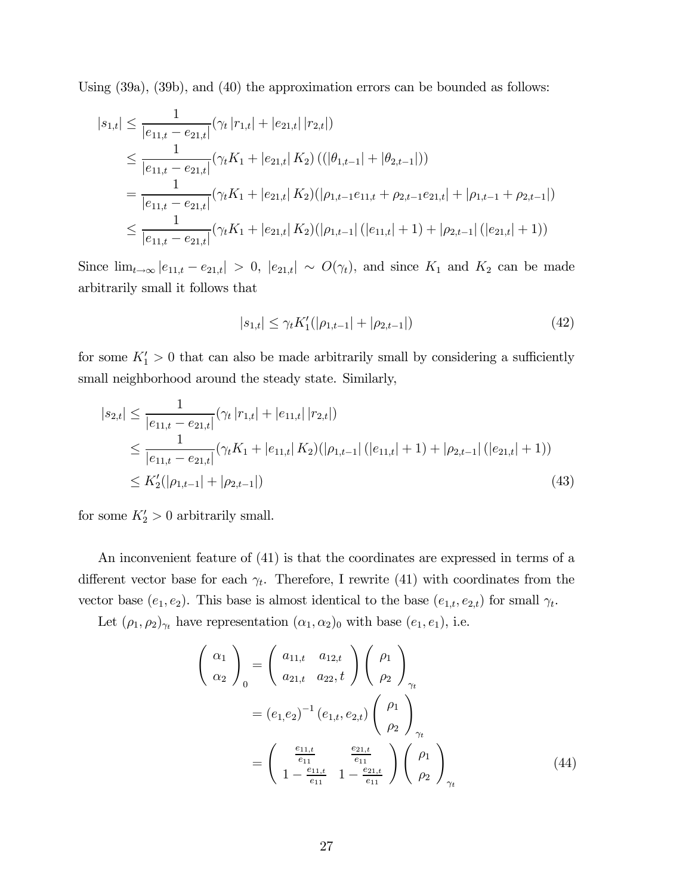Using (39a), (39b), and (40) the approximation errors can be bounded as follows:

$$
\begin{aligned}
|s_{1,t}| &\leq \frac{1}{|e_{11,t} - e_{21,t}|}(\gamma_t |r_{1,t}| + |e_{21,t}| |r_{2,t}|) \\
&\leq \frac{1}{|e_{11,t} - e_{21,t}|}(\gamma_t K_1 + |e_{21,t}| K_2) \left( (|\theta_{1,t-1}| + |\theta_{2,t-1}|) \right) \\
&= \frac{1}{|e_{11,t} - e_{21,t}|}(\gamma_t K_1 + |e_{21,t}| K_2)(|\rho_{1,t-1} e_{11,t} + \rho_{2,t-1} e_{21,t}| + |\rho_{1,t-1} + \rho_{2,t-1}|) \\
&\leq \frac{1}{|e_{11,t} - e_{21,t}|}(\gamma_t K_1 + |e_{21,t}| K_2)(|\rho_{1,t-1}| (|e_{11,t}| + 1) + |\rho_{2,t-1}| (|e_{21,t}| + 1))
\end{aligned}
$$

Since $\lim_{t \to \infty} |e_{11,t} - e_{21,t}| > 0$, $|e_{21,t}| \sim O(\gamma_t)$, and since $K_1$ and $K_2$ can be made arbitrarily small it follows that

$$
|s_{1,t}| \leq \gamma_t K_1' (|\rho_{1,t-1}| + |\rho_{2,t-1}|) \tag{42}
$$

for some $K_1' > 0$ that can also be made arbitrarily small by considering a sufficiently small neighborhood around the steady state. Similarly,

$$
\begin{aligned}
|s_{2,t}| &\leq \frac{1}{|e_{11,t} - e_{21,t}|}(\gamma_t |r_{1,t}| + |e_{11,t}| |r_{2,t}|) \\
&\leq \frac{1}{|e_{11,t} - e_{21,t}|}(\gamma_t K_1 + |e_{11,t}| K_2)(|\rho_{1,t-1}| (|e_{11,t}| + 1) + |\rho_{2,t-1}| (|e_{21,t}| + 1)) \\
&\leq K_2' (|\rho_{1,t-1}| + |\rho_{2,t-1}|)
\end{aligned} \tag{43}
$$

for some $K_2' > 0$ arbitrarily small.

An inconvenient feature of (41) is that the coordinates are expressed in terms of a different vector base for each $\gamma_t$. Therefore, I rewrite (41) with coordinates from the vector base $(e_1, e_2)$. This base is almost identical to the base $(e_{1,t}, e_{2,t})$ for small $\gamma_t$.

Let $(\rho_1, \rho_2)_{\gamma_t}$ have representation $(\alpha_1, \alpha_2)_0$ with base $(e_1, e_1)$, i.e.

$$
\begin{aligned}
\begin{pmatrix} \alpha_1 \\ \alpha_2 \end{pmatrix}_0 &= \begin{pmatrix} a_{11,t} & a_{12,t} \\ a_{21,t} & a_{22}, t \end{pmatrix} \begin{pmatrix} \rho_1 \\ \rho_2 \end{pmatrix}_{\gamma_t} \\
&= (e_{1,} e_2)^{-1} (e_{1,t}, e_{2,t}) \begin{pmatrix} \rho_1 \\ \rho_2 \end{pmatrix}_{\gamma_t} \\
&= \begin{pmatrix} \frac{e_{11,t}}{e_{11}} & \frac{e_{21,t}}{e_{11}} \\ 1 - \frac{e_{11,t}}{e_{11}} & 1 - \frac{e_{21,t}}{e_{11}} \end{pmatrix} \begin{pmatrix} \rho_1 \\ \rho_2 \end{pmatrix}_{\gamma_t}
\end{aligned} \tag{44}
$$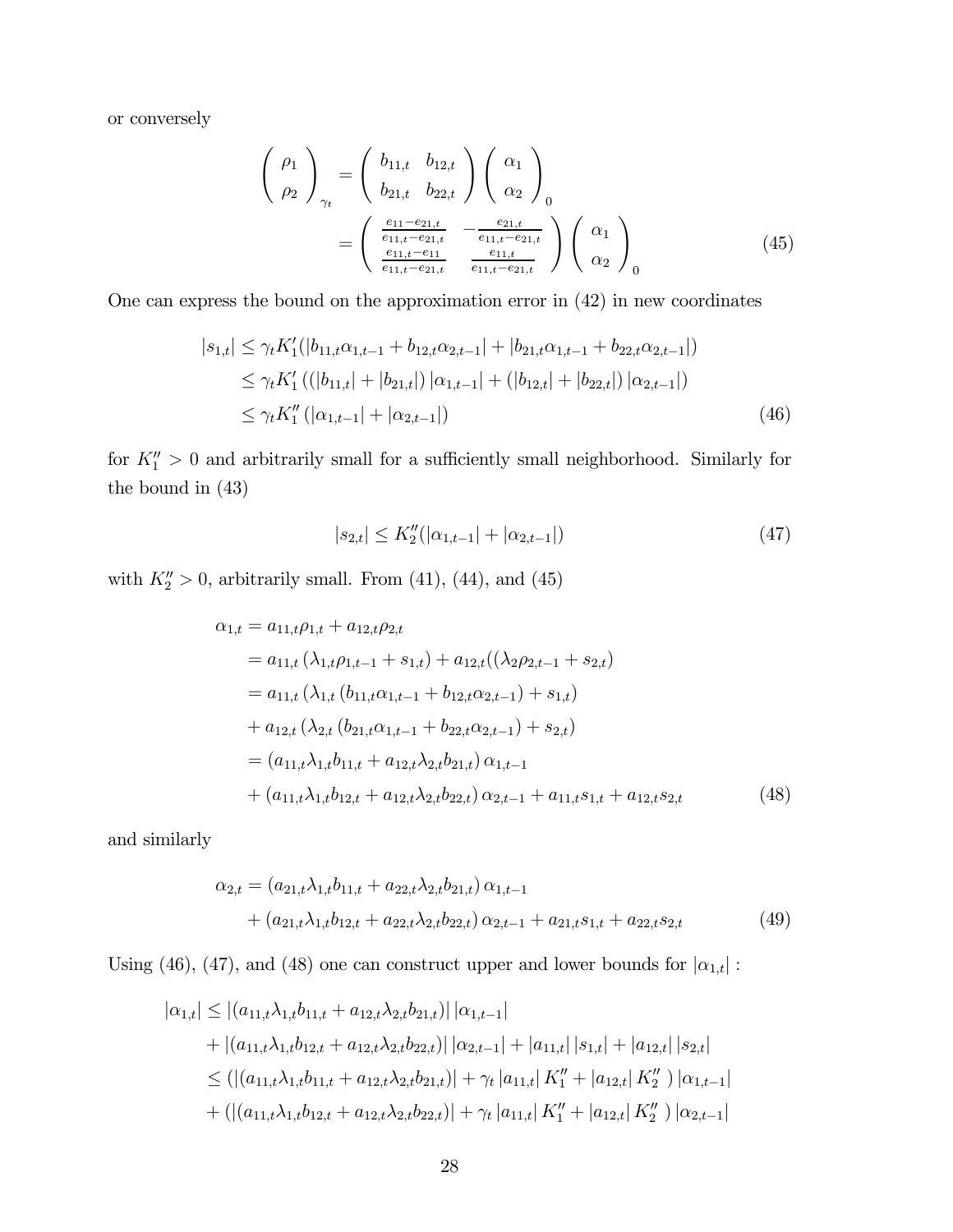or conversely

$$
\begin{pmatrix} \rho_1 \\ \rho_2 \end{pmatrix}_{\gamma_t} = \begin{pmatrix} b_{11,t} & b_{12,t} \\ b_{21,t} & b_{22,t} \end{pmatrix} \begin{pmatrix} \alpha_1 \\ \alpha_2 \end{pmatrix}_0
$$

$$
= \begin{pmatrix} \frac{e_{11}-e_{21,t}}{e_{11,t}-e_{21,t}} & -\frac{e_{21,t}}{e_{11,t}-e_{21,t}} \\ \frac{e_{11,t}-e_{11}}{e_{11,t}-e_{21,t}} & \frac{e_{11,t}}{e_{11,t}-e_{21,t}} \end{pmatrix} \begin{pmatrix} \alpha_1 \\ \alpha_2 \end{pmatrix}_0 \tag{45}
$$

One can express the bound on the approximation error in (42) in new coordinates

$$
\begin{aligned}
|s_{1,t}| &\leq \gamma_t K_1'(|b_{11,t}\alpha_{1,t-1} + b_{12,t}\alpha_{2,t-1}| + |b_{21,t}\alpha_{1,t-1} + b_{22,t}\alpha_{2,t-1}|) \\
&\leq \gamma_t K_1' \left( (|b_{11,t}| + |b_{21,t}|) \, |\alpha_{1,t-1}| + (|b_{12,t}| + |b_{22,t}|) \, |\alpha_{2,t-1}| \right) \\
&\leq \gamma_t K_1'' \left( |\alpha_{1,t-1}| + |\alpha_{2,t-1}| \right)
\end{aligned} \tag{46}
$$

for $K_1'' > 0$ and arbitrarily small for a sufficiently small neighborhood. Similarly for the bound in (43)

$$
|s_{2,t}| \leq K_2''(|\alpha_{1,t-1}| + |\alpha_{2,t-1}|) \tag{47}
$$

with $K_2'' > 0$, arbitrarily small. From (41), (44), and (45)

$$
\begin{aligned}
\alpha_{1,t} &= a_{11,t}\rho_{1,t} + a_{12,t}\rho_{2,t} \\
&= a_{11,t}\left(\lambda_{1,t}\rho_{1,t-1} + s_{1,t}\right) + a_{12,t}((\lambda_2\rho_{2,t-1} + s_{2,t}) \\
&= a_{11,t}\left(\lambda_{1,t}\left(b_{11,t}\alpha_{1,t-1} + b_{12,t}\alpha_{2,t-1}\right) + s_{1,t}\right) \\
&\quad + a_{12,t}\left(\lambda_{2,t}\left(b_{21,t}\alpha_{1,t-1} + b_{22,t}\alpha_{2,t-1}\right) + s_{2,t}\right) \\
&= \left(a_{11,t}\lambda_{1,t}b_{11,t} + a_{12,t}\lambda_{2,t}b_{21,t}\right)\alpha_{1,t-1} \\
&\quad + \left(a_{11,t}\lambda_{1,t}b_{12,t} + a_{12,t}\lambda_{2,t}b_{22,t}\right)\alpha_{2,t-1} + a_{11,t}s_{1,t} + a_{12,t}s_{2,t}
\end{aligned} \tag{48}
$$

and similarly

$$
\begin{aligned}
\alpha_{2,t} &= \left(a_{21,t}\lambda_{1,t}b_{11,t} + a_{22,t}\lambda_{2,t}b_{21,t}\right)\alpha_{1,t-1} \\
&\quad + \left(a_{21,t}\lambda_{1,t}b_{12,t} + a_{22,t}\lambda_{2,t}b_{22,t}\right)\alpha_{2,t-1} + a_{21,t}s_{1,t} + a_{22,t}s_{2,t}
\end{aligned} \tag{49}
$$

Using (46), (47), and (48) one can construct upper and lower bounds for $|\alpha_{1,t}|$ :

$$
\begin{aligned}
|\alpha_{1,t}| &\leq |(a_{11,t}\lambda_{1,t}b_{11,t} + a_{12,t}\lambda_{2,t}b_{21,t})| \, |\alpha_{1,t-1}| \\
&\quad + |(a_{11,t}\lambda_{1,t}b_{12,t} + a_{12,t}\lambda_{2,t}b_{22,t})| \, |\alpha_{2,t-1}| + |a_{11,t}| \, |s_{1,t}| + |a_{12,t}| \, |s_{2,t}| \\
&\leq (|(a_{11,t}\lambda_{1,t}b_{11,t} + a_{12,t}\lambda_{2,t}b_{21,t})| + \gamma_t \, |a_{11,t}| \, K_1'' + |a_{12,t}| \, K_2'' \,) \, |\alpha_{1,t-1}| \\
&\quad + (|(a_{11,t}\lambda_{1,t}b_{12,t} + a_{12,t}\lambda_{2,t}b_{22,t})| + \gamma_t \, |a_{11,t}| \, K_1'' + |a_{12,t}| \, K_2'' \,) \, |\alpha_{2,t-1}|
\end{aligned}
$$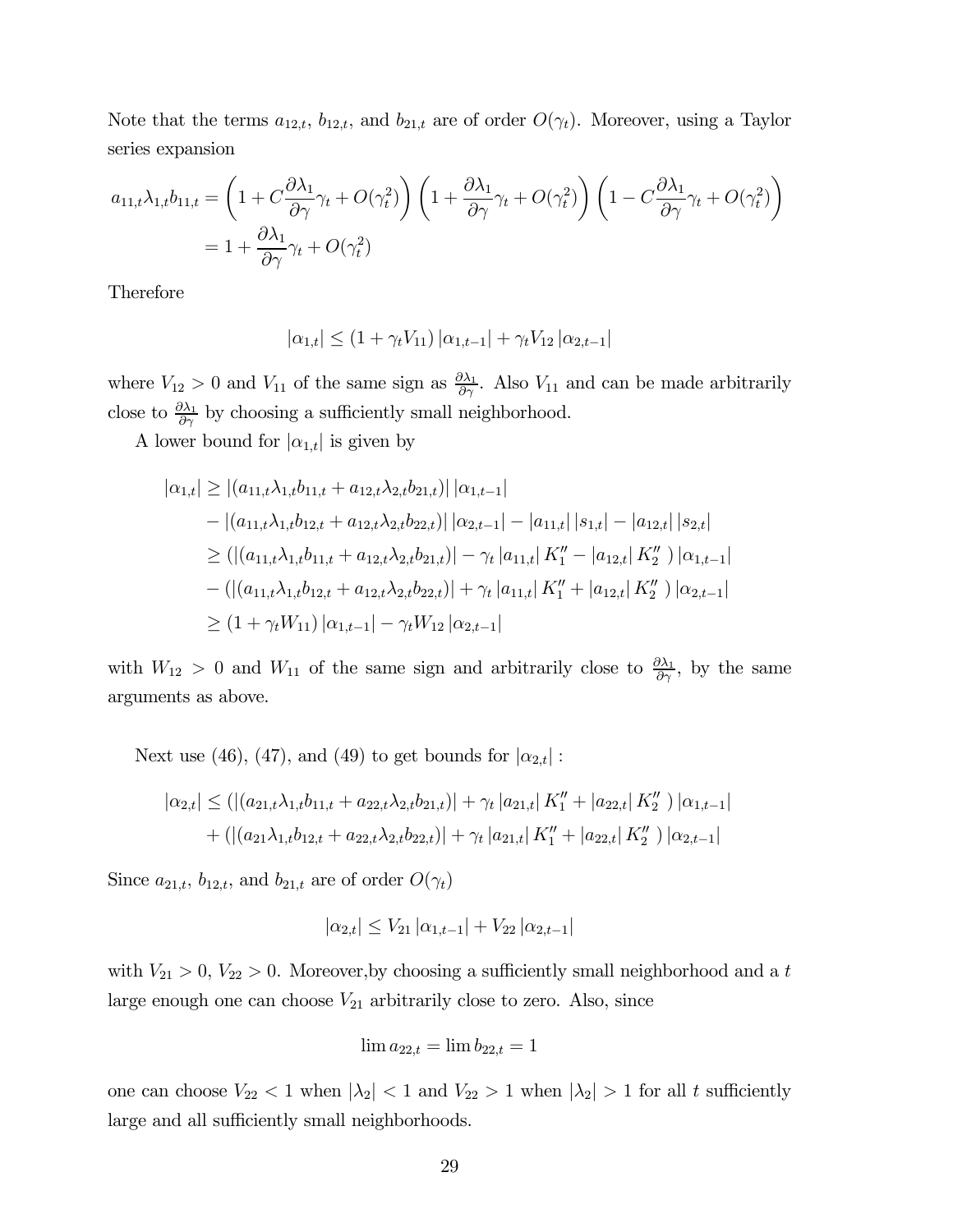Note that the terms $a_{12,t}$, $b_{12,t}$, and $b_{21,t}$ are of order $O(\gamma_t)$. Moreover, using a Taylor series expansion

$$
\begin{aligned}
a_{11,t}\lambda_{1,t}b_{11,t} &= \left(1 + C\frac{\partial\lambda_1}{\partial\gamma}\gamma_t + O(\gamma_t^2)\right)\left(1 + \frac{\partial\lambda_1}{\partial\gamma}\gamma_t + O(\gamma_t^2)\right)\left(1 - C\frac{\partial\lambda_1}{\partial\gamma}\gamma_t + O(\gamma_t^2)\right) \\
&= 1 + \frac{\partial\lambda_1}{\partial\gamma}\gamma_t + O(\gamma_t^2)
\end{aligned}
$$

Therefore

$$
|\alpha_{1,t}| \leq (1 + \gamma_t V_{11})\,|\alpha_{1,t-1}| + \gamma_t V_{12}\,|\alpha_{2,t-1}|
$$

where $V_{12} > 0$ and $V_{11}$ of the same sign as $\frac{\partial\lambda_1}{\partial\gamma}$. Also $V_{11}$ and can be made arbitrarily close to $\frac{\partial\lambda_1}{\partial\gamma}$ by choosing a sufficiently small neighborhood.

A lower bound for $|\alpha_{1,t}|$ is given by

$$
\begin{aligned}
|\alpha_{1,t}| &\geq |(a_{11,t}\lambda_{1,t}b_{11,t} + a_{12,t}\lambda_{2,t}b_{21,t})|\,|\alpha_{1,t-1}| \\
&\quad - |(a_{11,t}\lambda_{1,t}b_{12,t} + a_{12,t}\lambda_{2,t}b_{22,t})|\,|\alpha_{2,t-1}| - |a_{11,t}|\,|s_{1,t}| - |a_{12,t}|\,|s_{2,t}| \\
&\geq (|(a_{11,t}\lambda_{1,t}b_{11,t} + a_{12,t}\lambda_{2,t}b_{21,t})| - \gamma_t\,|a_{11,t}|\,K_1'' - |a_{12,t}|\,K_2''\ )\,|\alpha_{1,t-1}| \\
&\quad - (|(a_{11,t}\lambda_{1,t}b_{12,t} + a_{12,t}\lambda_{2,t}b_{22,t})| + \gamma_t\,|a_{11,t}|\,K_1'' + |a_{12,t}|\,K_2''\ )\,|\alpha_{2,t-1}| \\
&\geq (1 + \gamma_t W_{11})\,|\alpha_{1,t-1}| - \gamma_t W_{12}\,|\alpha_{2,t-1}|
\end{aligned}
$$

with $W_{12} > 0$ and $W_{11}$ of the same sign and arbitrarily close to $\frac{\partial\lambda_1}{\partial\gamma}$, by the same arguments as above.

Next use (46), (47), and (49) to get bounds for $|\alpha_{2,t}|$ :

$$
\begin{aligned}
|\alpha_{2,t}| &\leq (|(a_{21,t}\lambda_{1,t}b_{11,t} + a_{22,t}\lambda_{2,t}b_{21,t})| + \gamma_t\,|a_{21,t}|\,K_1'' + |a_{22,t}|\,K_2''\ )\,|\alpha_{1,t-1}| \\
&\quad + (|(a_{21}\lambda_{1,t}b_{12,t} + a_{22,t}\lambda_{2,t}b_{22,t})| + \gamma_t\,|a_{21,t}|\,K_1'' + |a_{22,t}|\,K_2''\ )\,|\alpha_{2,t-1}|
\end{aligned}
$$

Since $a_{21,t}$, $b_{12,t}$, and $b_{21,t}$ are of order $O(\gamma_t)$

$$
|\alpha_{2,t}| \leq V_{21}\,|\alpha_{1,t-1}| + V_{22}\,|\alpha_{2,t-1}|
$$

with $V_{21} > 0$, $V_{22} > 0$. Moreover,by choosing a sufficiently small neighborhood and a $t$ large enough one can choose $V_{21}$ arbitrarily close to zero. Also, since

$$
\lim a_{22,t} = \lim b_{22,t} = 1
$$

one can choose $V_{22} < 1$ when $|\lambda_2| < 1$ and $V_{22} > 1$ when $|\lambda_2| > 1$ for all $t$ sufficiently large and all sufficiently small neighborhoods.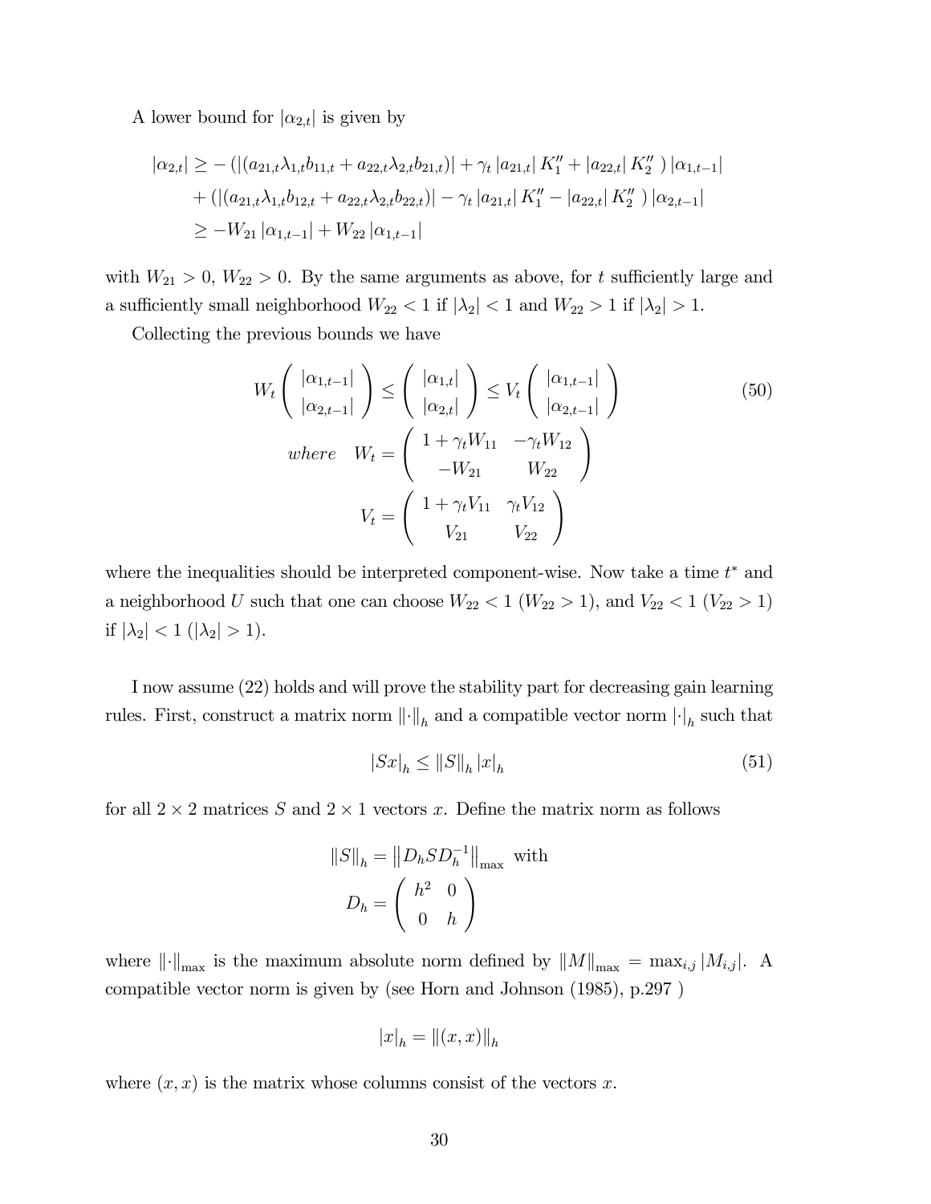A lower bound for $|\alpha_{2,t}|$ is given by

$$
\begin{aligned}
|\alpha_{2,t}| \geq & -\left( |(a_{21,t}\lambda_{1,t}b_{11,t} + a_{22,t}\lambda_{2,t}b_{21,t})| + \gamma_t |a_{21,t}| K_1'' + |a_{22,t}| K_2'' \right) |\alpha_{1,t-1}| \\
& + \left( |(a_{21,t}\lambda_{1,t}b_{12,t} + a_{22,t}\lambda_{2,t}b_{22,t})| - \gamma_t |a_{21,t}| K_1'' - |a_{22,t}| K_2'' \right) |\alpha_{2,t-1}| \\
\geq & -W_{21} |\alpha_{1,t-1}| + W_{22} |\alpha_{1,t-1}|
\end{aligned}
$$

with $W_{21} > 0$, $W_{22} > 0$. By the same arguments as above, for $t$ sufficiently large and a sufficiently small neighborhood $W_{22} < 1$ if $|\lambda_2| < 1$ and $W_{22} > 1$ if $|\lambda_2| > 1$.

Collecting the previous bounds we have

$$
\begin{aligned}
W_t \begin{pmatrix} |\alpha_{1,t-1}| \\ |\alpha_{2,t-1}| \end{pmatrix} \leq \begin{pmatrix} |\alpha_{1,t}| \\ |\alpha_{2,t}| \end{pmatrix} \leq V_t \begin{pmatrix} |\alpha_{1,t-1}| \\ |\alpha_{2,t-1}| \end{pmatrix} \\
\text{where} \quad W_t = \begin{pmatrix} 1 + \gamma_t W_{11} & -\gamma_t W_{12} \\ -W_{21} & W_{22} \end{pmatrix} \\
V_t = \begin{pmatrix} 1 + \gamma_t V_{11} & \gamma_t V_{12} \\ V_{21} & V_{22} \end{pmatrix}
\end{aligned}
\tag{50}
$$

where the inequalities should be interpreted component-wise. Now take a time $t^*$ and a neighborhood $U$ such that one can choose $W_{22} < 1$ ($W_{22} > 1$), and $V_{22} < 1$ ($V_{22} > 1$) if $|\lambda_2| < 1$ ($|\lambda_2| > 1$).

I now assume (22) holds and will prove the stability part for decreasing gain learning rules. First, construct a matrix norm $\|\cdot\|_h$ and a compatible vector norm $|\cdot|_h$ such that

$$
|Sx|_h \leq \|S\|_h |x|_h \tag{51}
$$

for all $2 \times 2$ matrices $S$ and $2 \times 1$ vectors $x$. Define the matrix norm as follows

$$
\begin{aligned}
\|S\|_h = \left\| D_h S D_h^{-1} \right\|_{\max} \text{ with} \\
D_h = \begin{pmatrix} h^2 & 0 \\ 0 & h \end{pmatrix}
\end{aligned}
$$

where $\|\cdot\|_{\max}$ is the maximum absolute norm defined by $\|M\|_{\max} = \max_{i,j} |M_{i,j}|$. A compatible vector norm is given by (see Horn and Johnson (1985), p.297 )

$$
|x|_h = \|(x, x)\|_h
$$

where $(x, x)$ is the matrix whose columns consist of the vectors $x$.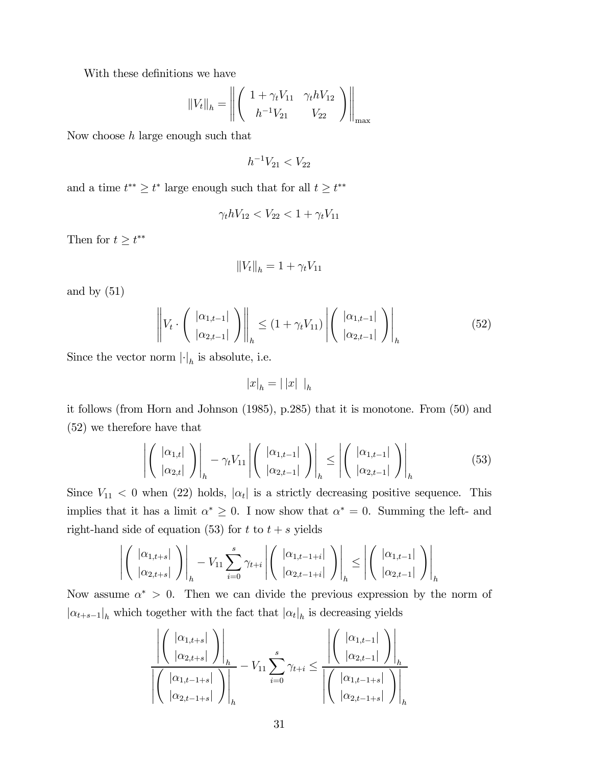With these definitions we have

$$\|V_t\|_h = \left\| \begin{pmatrix} 1+\gamma_t V_{11} & \gamma_t h V_{12} \\ h^{-1}V_{21} & V_{22} \end{pmatrix} \right\|_{\max}$$

Now choose $h$ large enough such that

$$h^{-1}V_{21} < V_{22}$$

and a time $t^{**} \geq t^*$ large enough such that for all $t \geq t^{**}$

$$\gamma_t h V_{12} < V_{22} < 1 + \gamma_t V_{11}$$

Then for $t \geq t^{**}$

$$\|V_t\|_h = 1 + \gamma_t V_{11}$$

and by (51)

$$\left\| V_t \cdot \begin{pmatrix} |\alpha_{1,t-1}| \\ |\alpha_{2,t-1}| \end{pmatrix} \right\|_h \leq (1+\gamma_t V_{11}) \left| \begin{pmatrix} |\alpha_{1,t-1}| \\ |\alpha_{2,t-1}| \end{pmatrix} \right|_h \tag{52}$$

Since the vector norm $|\cdot|_h$ is absolute, i.e.

$$|x|_h = |\,|x|\,\,|_h$$

it follows (from Horn and Johnson (1985), p.285) that it is monotone. From (50) and (52) we therefore have that

$$\left| \begin{pmatrix} |\alpha_{1,t}| \\ |\alpha_{2,t}| \end{pmatrix} \right|_h - \gamma_t V_{11} \left| \begin{pmatrix} |\alpha_{1,t-1}| \\ |\alpha_{2,t-1}| \end{pmatrix} \right|_h \leq \left| \begin{pmatrix} |\alpha_{1,t-1}| \\ |\alpha_{2,t-1}| \end{pmatrix} \right|_h \tag{53}$$

Since $V_{11} < 0$ when (22) holds, $|\alpha_t|$ is a strictly decreasing positive sequence. This implies that it has a limit $\alpha^* \geq 0$. I now show that $\alpha^* = 0$. Summing the left- and right-hand side of equation (53) for $t$ to $t+s$ yields

$$\left| \begin{pmatrix} |\alpha_{1,t+s}| \\ |\alpha_{2,t+s}| \end{pmatrix} \right|_h - V_{11} \sum_{i=0}^{s} \gamma_{t+i} \left| \begin{pmatrix} |\alpha_{1,t-1+i}| \\ |\alpha_{2,t-1+i}| \end{pmatrix} \right|_h \leq \left| \begin{pmatrix} |\alpha_{1,t-1}| \\ |\alpha_{2,t-1}| \end{pmatrix} \right|_h$$

Now assume $\alpha^* > 0$. Then we can divide the previous expression by the norm of $|\alpha_{t+s-1}|_h$ which together with the fact that $|\alpha_t|_h$ is decreasing yields

$$\frac{\left| \begin{pmatrix} |\alpha_{1,t+s}| \\ |\alpha_{2,t+s}| \end{pmatrix} \right|_h}{\left| \begin{pmatrix} |\alpha_{1,t-1+s}| \\ |\alpha_{2,t-1+s}| \end{pmatrix} \right|_h} - V_{11} \sum_{i=0}^{s} \gamma_{t+i} \leq \frac{\left| \begin{pmatrix} |\alpha_{1,t-1}| \\ |\alpha_{2,t-1}| \end{pmatrix} \right|_h}{\left| \begin{pmatrix} |\alpha_{1,t-1+s}| \\ |\alpha_{2,t-1+s}| \end{pmatrix} \right|_h}$$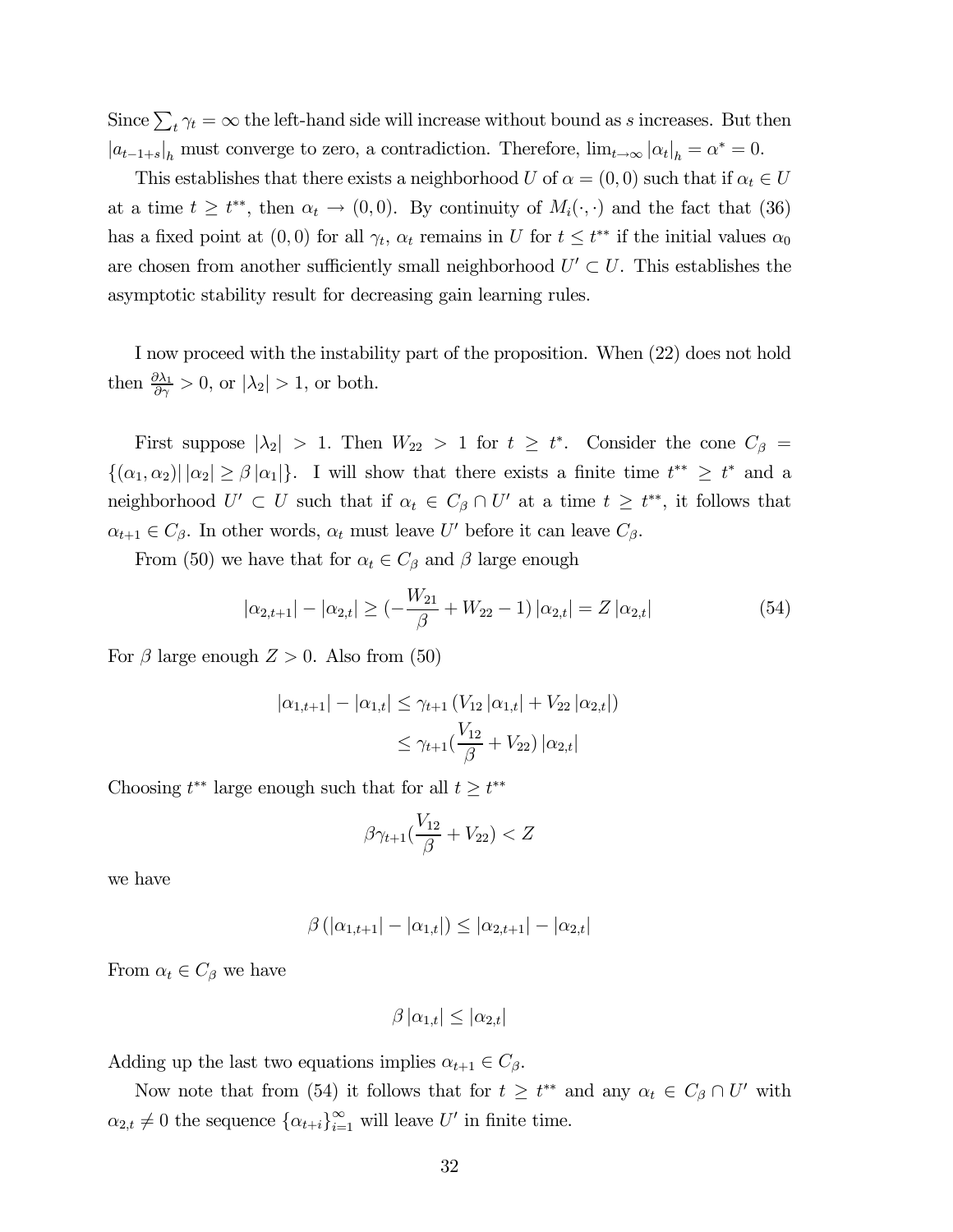Since $\sum_t \gamma_t = \infty$ the left-hand side will increase without bound as $s$ increases. But then $|a_{t-1+s}|_h$ must converge to zero, a contradiction. Therefore, $\lim_{t\to\infty} |\alpha_t|_h = \alpha^* = 0$.

This establishes that there exists a neighborhood $U$ of $\alpha = (0,0)$ such that if $\alpha_t \in U$ at a time $t \geq t^{**}$, then $\alpha_t \to (0,0)$. By continuity of $M_i(\cdot,\cdot)$ and the fact that (36) has a fixed point at $(0,0)$ for all $\gamma_t$, $\alpha_t$ remains in $U$ for $t \leq t^{**}$ if the initial values $\alpha_0$ are chosen from another sufficiently small neighborhood $U' \subset U$. This establishes the asymptotic stability result for decreasing gain learning rules.

I now proceed with the instability part of the proposition. When (22) does not hold then $\frac{\partial \lambda_1}{\partial \gamma} > 0$, or $|\lambda_2| > 1$, or both.

First suppose $|\lambda_2| > 1$. Then $W_{22} > 1$ for $t \geq t^*$. Consider the cone $C_\beta = \{(\alpha_1, \alpha_2) | \, |\alpha_2| \geq \beta |\alpha_1|\}$. I will show that there exists a finite time $t^{**} \geq t^*$ and a neighborhood $U' \subset U$ such that if $\alpha_t \in C_\beta \cap U'$ at a time $t \geq t^{**}$, it follows that $\alpha_{t+1} \in C_\beta$. In other words, $\alpha_t$ must leave $U'$ before it can leave $C_\beta$.

From (50) we have that for $\alpha_t \in C_\beta$ and $\beta$ large enough

$$|\alpha_{2,t+1}| - |\alpha_{2,t}| \geq (-\frac{W_{21}}{\beta} + W_{22} - 1) |\alpha_{2,t}| = Z |\alpha_{2,t}| \tag{54}$$

For $\beta$ large enough $Z > 0$. Also from (50)

$$\begin{aligned}|\alpha_{1,t+1}| - |\alpha_{1,t}| &\leq \gamma_{t+1} (V_{12} |\alpha_{1,t}| + V_{22} |\alpha_{2,t}|) \\ &\leq \gamma_{t+1} (\frac{V_{12}}{\beta} + V_{22}) |\alpha_{2,t}|\end{aligned}$$

Choosing $t^{**}$ large enough such that for all $t \geq t^{**}$

$$\beta \gamma_{t+1} (\frac{V_{12}}{\beta} + V_{22}) < Z$$

we have

$$\beta (|\alpha_{1,t+1}| - |\alpha_{1,t}|) \leq |\alpha_{2,t+1}| - |\alpha_{2,t}|$$

From $\alpha_t \in C_\beta$ we have

$$\beta |\alpha_{1,t}| \leq |\alpha_{2,t}|$$

Adding up the last two equations implies $\alpha_{t+1} \in C_\beta$.

Now note that from (54) it follows that for $t \geq t^{**}$ and any $\alpha_t \in C_\beta \cap U'$ with $\alpha_{2,t} \neq 0$ the sequence $\{\alpha_{t+i}\}_{i=1}^{\infty}$ will leave $U'$ in finite time.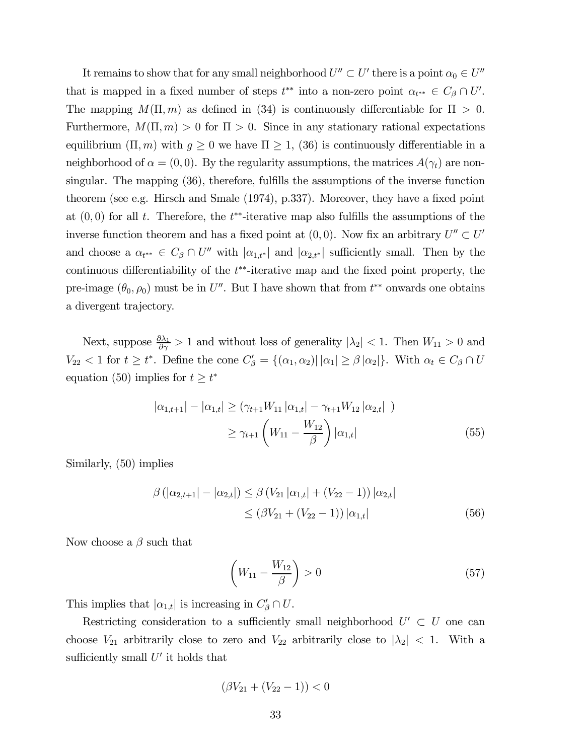It remains to show that for any small neighborhood $U'' \subset U'$ there is a point $\alpha_0 \in U''$ that is mapped in a fixed number of steps $t^{**}$ into a non-zero point $\alpha_{t^{**}} \in C_\beta \cap U'$. The mapping $M(\Pi, m)$ as defined in (34) is continuously differentiable for $\Pi > 0$. Furthermore, $M(\Pi, m) > 0$ for $\Pi > 0$. Since in any stationary rational expectations equilibrium $(\Pi, m)$ with $g \geq 0$ we have $\Pi \geq 1$, (36) is continuously differentiable in a neighborhood of $\alpha = (0, 0)$. By the regularity assumptions, the matrices $A(\gamma_t)$ are non-singular. The mapping (36), therefore, fulfills the assumptions of the inverse function theorem (see e.g. Hirsch and Smale (1974), p.337). Moreover, they have a fixed point at $(0, 0)$ for all $t$. Therefore, the $t^{**}$-iterative map also fulfills the assumptions of the inverse function theorem and has a fixed point at $(0, 0)$. Now fix an arbitrary $U'' \subset U'$ and choose a $\alpha_{t^{**}} \in C_\beta \cap U''$ with $|\alpha_{1,t^*}|$ and $|\alpha_{2,t^*}|$ sufficiently small. Then by the continuous differentiability of the $t^{**}$-iterative map and the fixed point property, the pre-image $(\theta_0, \rho_0)$ must be in $U''$. But I have shown that from $t^{**}$ onwards one obtains a divergent trajectory.

Next, suppose $\frac{\partial \lambda_1}{\partial \gamma} > 1$ and without loss of generality $|\lambda_2| < 1$. Then $W_{11} > 0$ and $V_{22} < 1$ for $t \geq t^*$. Define the cone $C'_\beta = \{(\alpha_1, \alpha_2) | \, |\alpha_1| \geq \beta \, |\alpha_2|\}$. With $\alpha_t \in C_\beta \cap U$ equation (50) implies for $t \geq t^*$

$$
\begin{aligned}
|\alpha_{1,t+1}| - |\alpha_{1,t}| &\geq (\gamma_{t+1} W_{11} \, |\alpha_{1,t}| - \gamma_{t+1} W_{12} \, |\alpha_{2,t}| \ ) \\
&\geq \gamma_{t+1} \left( W_{11} - \frac{W_{12}}{\beta} \right) |\alpha_{1,t}|
\end{aligned}
\tag{55}
$$

Similarly, (50) implies

$$
\begin{aligned}
\beta \left( |\alpha_{2,t+1}| - |\alpha_{2,t}| \right) &\leq \beta \left( V_{21} \, |\alpha_{1,t}| + (V_{22} - 1) \right) |\alpha_{2,t}| \\
&\leq \left( \beta V_{21} + (V_{22} - 1) \right) |\alpha_{1,t}|
\end{aligned}
\tag{56}
$$

Now choose a $\beta$ such that

$$
\left( W_{11} - \frac{W_{12}}{\beta} \right) > 0 \tag{57}
$$

This implies that $|\alpha_{1,t}|$ is increasing in $C'_\beta \cap U$.

Restricting consideration to a sufficiently small neighborhood $U' \subset U$ one can choose $V_{21}$ arbitrarily close to zero and $V_{22}$ arbitrarily close to $|\lambda_2| < 1$. With a sufficiently small $U'$ it holds that

$$
\left( \beta V_{21} + (V_{22} - 1) \right) < 0
$$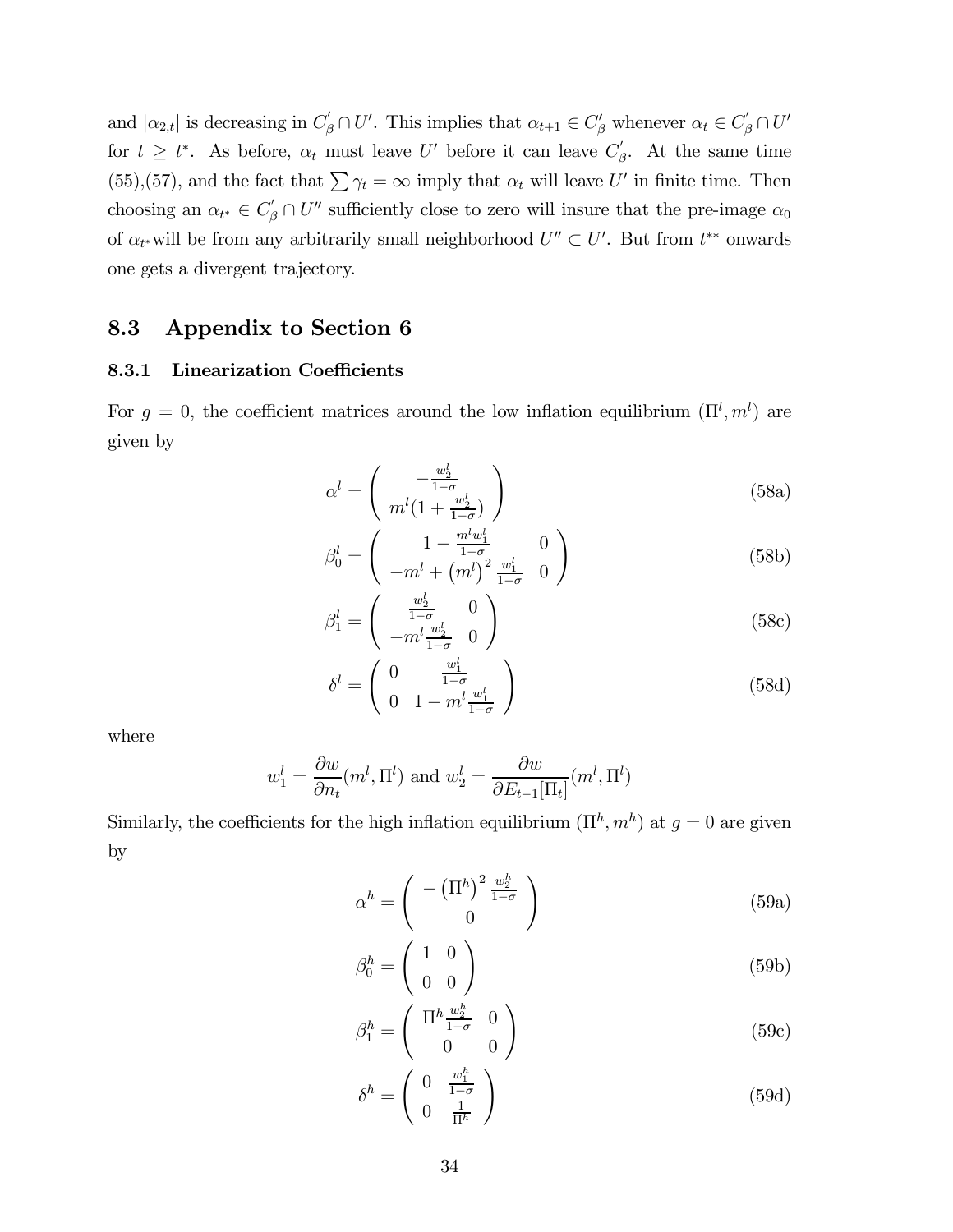and $|\alpha_{2,t}|$ is decreasing in $C_\beta^{'} \cap U'$. This implies that $\alpha_{t+1} \in C_\beta^{'}$ whenever $\alpha_t \in C_\beta^{'} \cap U'$ for $t \geq t^*$. As before, $\alpha_t$ must leave $U'$ before it can leave $C_\beta^{'}$. At the same time (55),(57), and the fact that $\sum \gamma_t = \infty$ imply that $\alpha_t$ will leave $U'$ in finite time. Then choosing an $\alpha_{t^*} \in C_\beta^{'} \cap U''$ sufficiently close to zero will insure that the pre-image $\alpha_0$ of $\alpha_{t^*}$will be from any arbitrarily small neighborhood $U'' \subset U'$. But from $t^{**}$ onwards one gets a divergent trajectory.

## 8.3 Appendix to Section 6

### 8.3.1 Linearization Coefficients

For $g = 0$, the coefficient matrices around the low inflation equilibrium $(\Pi^l, m^l)$ are given by

$$\alpha^l = \begin{pmatrix} -\frac{w_2^l}{1-\sigma} \\ m^l(1 + \frac{w_2^l}{1-\sigma}) \end{pmatrix} \tag{58a}$$

$$\beta_0^l = \begin{pmatrix} 1 - \frac{m^l w_1^l}{1-\sigma} & 0 \\ -m^l + \left(m^l\right)^2 \frac{w_1^l}{1-\sigma} & 0 \end{pmatrix} \tag{58b}$$

$$\beta_1^l = \begin{pmatrix} \frac{w_2^l}{1-\sigma} & 0 \\ -m^l \frac{w_2^l}{1-\sigma} & 0 \end{pmatrix} \tag{58c}$$

$$\delta^l = \begin{pmatrix} 0 & \frac{w_1^l}{1-\sigma} \\ 0 & 1 - m^l \frac{w_1^l}{1-\sigma} \end{pmatrix} \tag{58d}$$

where

$$w_1^l = \frac{\partial w}{\partial n_t}(m^l, \Pi^l) \text{ and } w_2^l = \frac{\partial w}{\partial E_{t-1}[\Pi_t]}(m^l, \Pi^l)$$

Similarly, the coefficients for the high inflation equilibrium $(\Pi^h, m^h)$ at $g = 0$ are given by

$$\alpha^h = \begin{pmatrix} -\left(\Pi^h\right)^2 \frac{w_2^h}{1-\sigma} \\ 0 \end{pmatrix} \tag{59a}$$

$$\beta_0^h = \begin{pmatrix} 1 & 0 \\ 0 & 0 \end{pmatrix} \tag{59b}$$

$$\beta_1^h = \begin{pmatrix} \Pi^h \frac{w_2^h}{1-\sigma} & 0 \\ 0 & 0 \end{pmatrix} \tag{59c}$$

$$\delta^h = \begin{pmatrix} 0 & \frac{w_1^h}{1-\sigma} \\ 0 & \frac{1}{\Pi^h} \end{pmatrix} \tag{59d}$$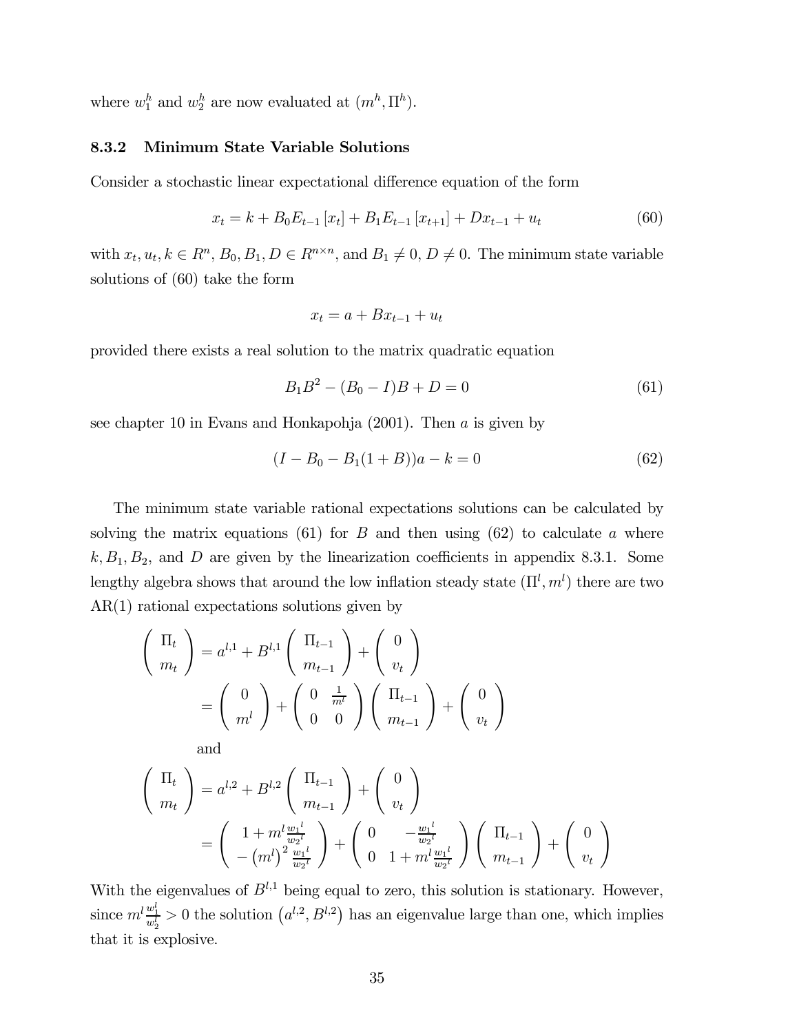where $w_1^h$ and $w_2^h$ are now evaluated at $(m^h, \Pi^h)$.

### 8.3.2 Minimum State Variable Solutions

Consider a stochastic linear expectational difference equation of the form

$$x_t = k + B_0 E_{t-1}[x_t] + B_1 E_{t-1}[x_{t+1}] + D x_{t-1} + u_t \tag{60}$$

with $x_t, u_t, k \in R^n$, $B_0, B_1, D \in R^{n \times n}$, and $B_1 \neq 0$, $D \neq 0$. The minimum state variable solutions of (60) take the form

$$x_t = a + B x_{t-1} + u_t$$

provided there exists a real solution to the matrix quadratic equation

$$B_1 B^2 - (B_0 - I) B + D = 0 \tag{61}$$

see chapter 10 in Evans and Honkapohja (2001). Then $a$ is given by

$$(I - B_0 - B_1(1 + B)) a - k = 0 \tag{62}$$

The minimum state variable rational expectations solutions can be calculated by solving the matrix equations (61) for $B$ and then using (62) to calculate $a$ where $k, B_1, B_2$, and $D$ are given by the linearization coefficients in appendix 8.3.1. Some lengthy algebra shows that around the low inflation steady state $(\Pi^l, m^l)$ there are two AR(1) rational expectations solutions given by

$$\begin{aligned}
\begin{pmatrix} \Pi_t \\ m_t \end{pmatrix} &= a^{l,1} + B^{l,1} \begin{pmatrix} \Pi_{t-1} \\ m_{t-1} \end{pmatrix} + \begin{pmatrix} 0 \\ v_t \end{pmatrix} \\
&= \begin{pmatrix} 0 \\ m^l \end{pmatrix} + \begin{pmatrix} 0 & \frac{1}{m^l} \\ 0 & 0 \end{pmatrix} \begin{pmatrix} \Pi_{t-1} \\ m_{t-1} \end{pmatrix} + \begin{pmatrix} 0 \\ v_t \end{pmatrix}
\end{aligned}$$

and

$$\begin{aligned}
\begin{pmatrix} \Pi_t \\ m_t \end{pmatrix} &= a^{l,2} + B^{l,2} \begin{pmatrix} \Pi_{t-1} \\ m_{t-1} \end{pmatrix} + \begin{pmatrix} 0 \\ v_t \end{pmatrix} \\
&= \begin{pmatrix} 1 + m^l \frac{w_1{}^l}{w_2{}^l} \\ -\left(m^l\right)^2 \frac{w_1{}^l}{w_2{}^l} \end{pmatrix} + \begin{pmatrix} 0 & -\frac{w_1{}^l}{w_2{}^l} \\ 0 & 1 + m^l \frac{w_1{}^l}{w_2{}^l} \end{pmatrix} \begin{pmatrix} \Pi_{t-1} \\ m_{t-1} \end{pmatrix} + \begin{pmatrix} 0 \\ v_t \end{pmatrix}
\end{aligned}$$

With the eigenvalues of $B^{l,1}$ being equal to zero, this solution is stationary. However, since $m^l \frac{w_1^l}{w_2^l} > 0$ the solution $\left(a^{l,2}, B^{l,2}\right)$ has an eigenvalue large than one, which implies that it is explosive.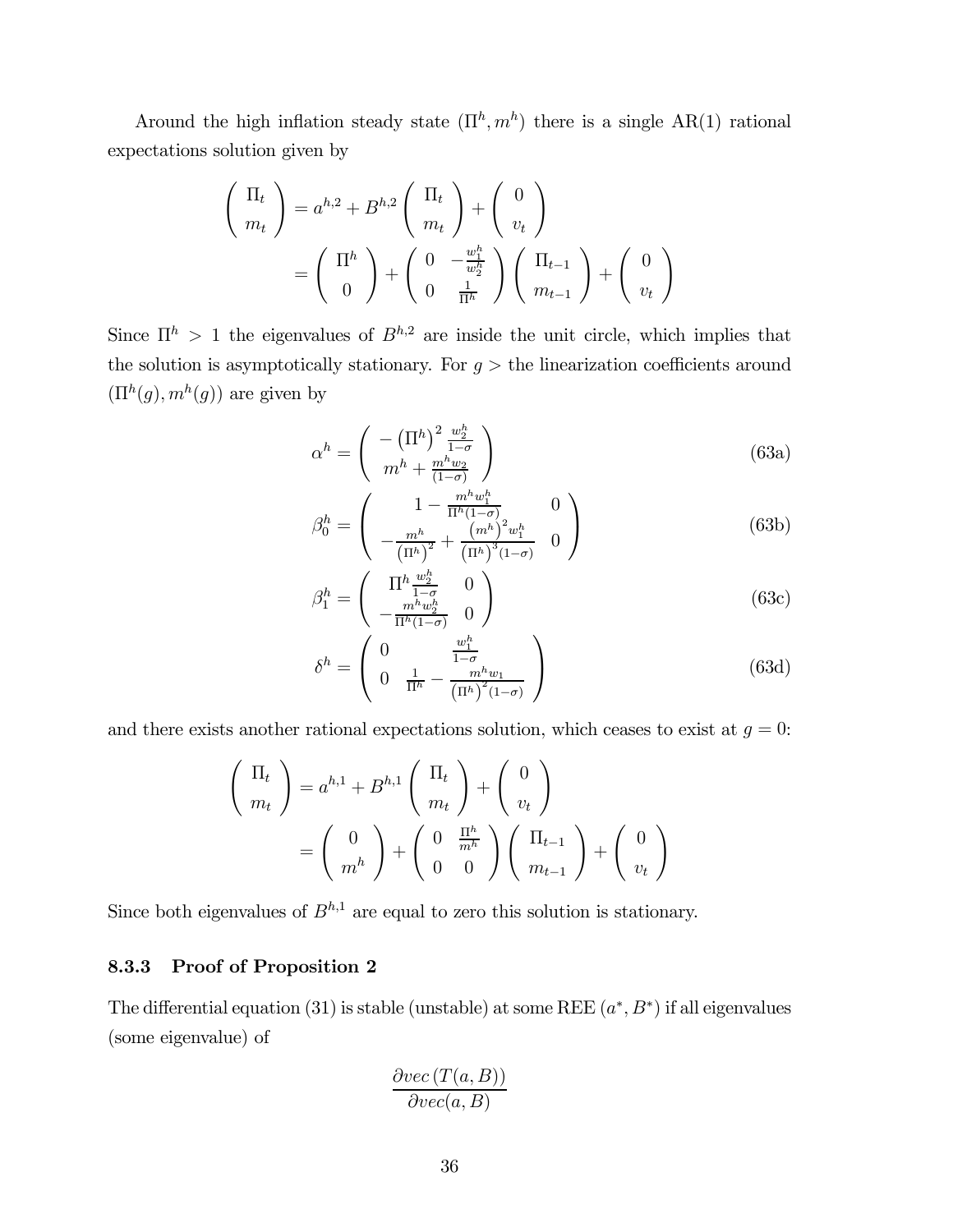Around the high inflation steady state $(\Pi^h, m^h)$ there is a single AR(1) rational expectations solution given by

$$
\begin{aligned}
\begin{pmatrix} \Pi_t \\ m_t \end{pmatrix} &= a^{h,2} + B^{h,2} \begin{pmatrix} \Pi_t \\ m_t \end{pmatrix} + \begin{pmatrix} 0 \\ v_t \end{pmatrix} \\
&= \begin{pmatrix} \Pi^h \\ 0 \end{pmatrix} + \begin{pmatrix} 0 & -\frac{w_1^h}{w_2^h} \\ 0 & \frac{1}{\Pi^h} \end{pmatrix} \begin{pmatrix} \Pi_{t-1} \\ m_{t-1} \end{pmatrix} + \begin{pmatrix} 0 \\ v_t \end{pmatrix}
\end{aligned}
$$

Since $\Pi^h > 1$ the eigenvalues of $B^{h,2}$ are inside the unit circle, which implies that the solution is asymptotically stationary. For $g >$ the linearization coefficients around $(\Pi^h(g), m^h(g))$ are given by

$$
\alpha^h = \begin{pmatrix} -\left(\Pi^h\right)^2 \frac{w_2^h}{1-\sigma} \\ m^h + \frac{m^h w_2}{(1-\sigma)} \end{pmatrix} \tag{63a}
$$

$$
\beta_0^h = \begin{pmatrix} 1 - \frac{m^h w_1^h}{\Pi^h(1-\sigma)} & 0 \\ -\frac{m^h}{\left(\Pi^h\right)^2} + \frac{\left(m^h\right)^2 w_1^h}{\left(\Pi^h\right)^3(1-\sigma)} & 0 \end{pmatrix} \tag{63b}
$$

$$
\beta_1^h = \begin{pmatrix} \Pi^h \frac{w_2^h}{1-\sigma} & 0 \\ -\frac{m^h w_2^h}{\Pi^h(1-\sigma)} & 0 \end{pmatrix} \tag{63c}
$$

$$
\delta^h = \begin{pmatrix} 0 & \frac{w_1^h}{1-\sigma} \\ 0 & \frac{1}{\Pi^h} - \frac{m^h w_1}{\left(\Pi^h\right)^2(1-\sigma)} \end{pmatrix} \tag{63d}
$$

and there exists another rational expectations solution, which ceases to exist at $g = 0$:

$$
\begin{aligned}
\begin{pmatrix} \Pi_t \\ m_t \end{pmatrix} &= a^{h,1} + B^{h,1} \begin{pmatrix} \Pi_t \\ m_t \end{pmatrix} + \begin{pmatrix} 0 \\ v_t \end{pmatrix} \\
&= \begin{pmatrix} 0 \\ m^h \end{pmatrix} + \begin{pmatrix} 0 & \frac{\Pi^h}{m^h} \\ 0 & 0 \end{pmatrix} \begin{pmatrix} \Pi_{t-1} \\ m_{t-1} \end{pmatrix} + \begin{pmatrix} 0 \\ v_t \end{pmatrix}
\end{aligned}
$$

Since both eigenvalues of $B^{h,1}$ are equal to zero this solution is stationary.

### 8.3.3 Proof of Proposition 2

The differential equation (31) is stable (unstable) at some REE $(a^*, B^*)$ if all eigenvalues (some eigenvalue) of

$$
\frac{\partial vec\left(T(a,B)\right)}{\partial vec(a,B)}
$$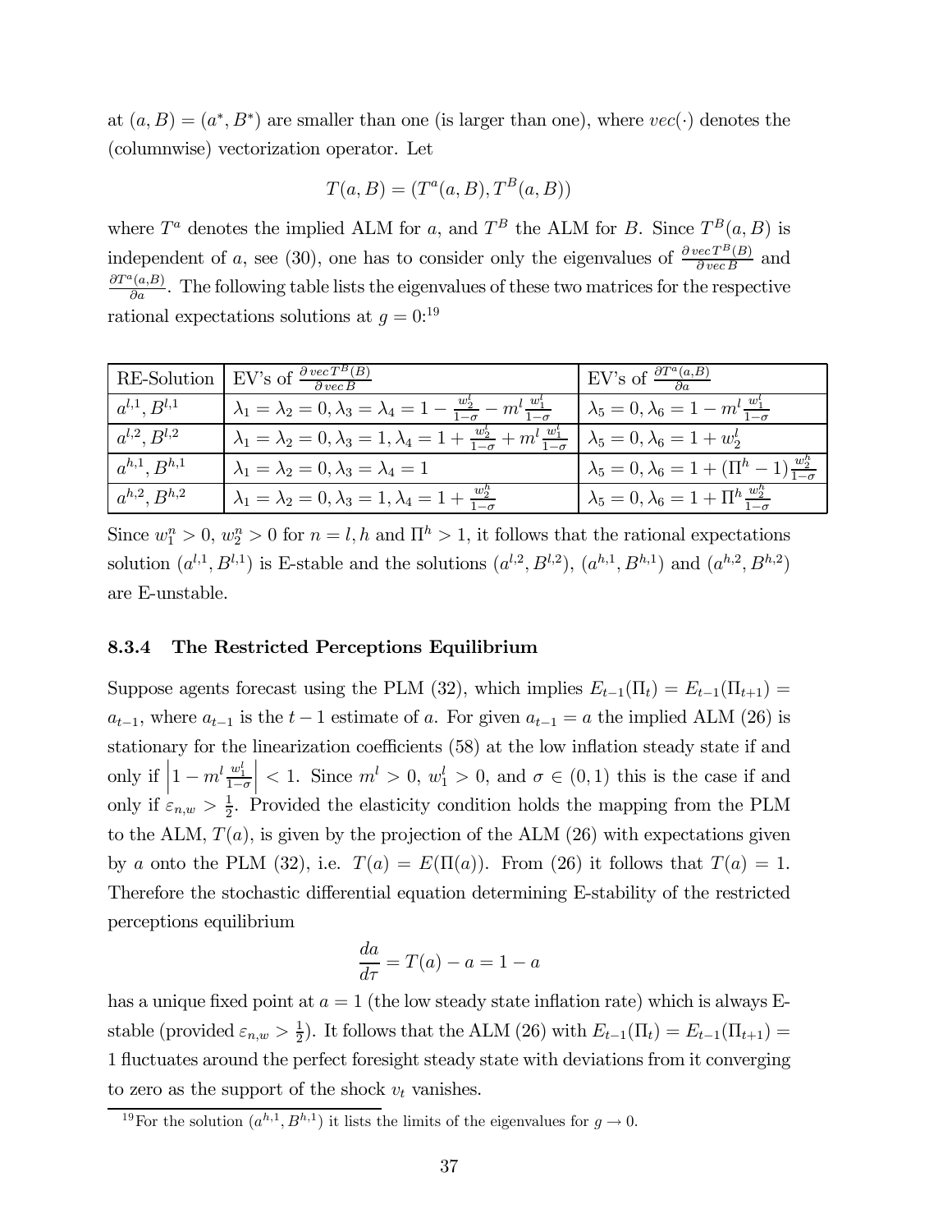at $(a, B) = (a^*, B^*)$ are smaller than one (is larger than one), where $vec(\cdot)$ denotes the (columnwise) vectorization operator. Let

$$T(a, B) = (T^a(a, B), T^B(a, B))$$

where $T^a$ denotes the implied ALM for $a$, and $T^B$ the ALM for $B$. Since $T^B(a, B)$ is independent of $a$, see (30), one has to consider only the eigenvalues of $\frac{\partial\, vec\, T^B(B)}{\partial\, vec\, B}$ and $\frac{\partial T^a(a,B)}{\partial a}$. The following table lists the eigenvalues of these two matrices for the respective rational expectations solutions at $g = 0$:[19]

| RE-Solution | EV's of $\frac{\partial\, vec\, T^B(B)}{\partial\, vec\, B}$ | EV's of $\frac{\partial T^a(a,B)}{\partial a}$ |
|---|---|---|
| $a^{l,1}, B^{l,1}$ | $\lambda_1 = \lambda_2 = 0, \lambda_3 = \lambda_4 = 1 - \frac{w_2^l}{1-\sigma} - m^l \frac{w_1^l}{1-\sigma}$ | $\lambda_5 = 0, \lambda_6 = 1 - m^l \frac{w_1^l}{1-\sigma}$ |
| $a^{l,2}, B^{l,2}$ | $\lambda_1 = \lambda_2 = 0, \lambda_3 = 1, \lambda_4 = 1 + \frac{w_2^l}{1-\sigma} + m^l \frac{w_1^l}{1-\sigma}$ | $\lambda_5 = 0, \lambda_6 = 1 + w_2^l$ |
| $a^{h,1}, B^{h,1}$ | $\lambda_1 = \lambda_2 = 0, \lambda_3 = \lambda_4 = 1$ | $\lambda_5 = 0, \lambda_6 = 1 + (\Pi^h - 1)\frac{w_2^h}{1-\sigma}$ |
| $a^{h,2}, B^{h,2}$ | $\lambda_1 = \lambda_2 = 0, \lambda_3 = 1, \lambda_4 = 1 + \frac{w_2^h}{1-\sigma}$ | $\lambda_5 = 0, \lambda_6 = 1 + \Pi^h \frac{w_2^h}{1-\sigma}$ |

Since $w_1^n > 0$, $w_2^n > 0$ for $n = l, h$ and $\Pi^h > 1$, it follows that the rational expectations solution $(a^{l,1}, B^{l,1})$ is E-stable and the solutions $(a^{l,2}, B^{l,2})$, $(a^{h,1}, B^{h,1})$ and $(a^{h,2}, B^{h,2})$ are E-unstable.

### 8.3.4 The Restricted Perceptions Equilibrium

Suppose agents forecast using the PLM (32), which implies $E_{t-1}(\Pi_t) = E_{t-1}(\Pi_{t+1}) = a_{t-1}$, where $a_{t-1}$ is the $t-1$ estimate of $a$. For given $a_{t-1} = a$ the implied ALM (26) is stationary for the linearization coefficients (58) at the low inflation steady state if and only if $\left|1 - m^l \frac{w_1^l}{1-\sigma}\right| < 1$. Since $m^l > 0$, $w_1^l > 0$, and $\sigma \in (0, 1)$ this is the case if and only if $\varepsilon_{n,w} > \frac{1}{2}$. Provided the elasticity condition holds the mapping from the PLM to the ALM, $T(a)$, is given by the projection of the ALM (26) with expectations given by $a$ onto the PLM (32), i.e. $T(a) = E(\Pi(a))$. From (26) it follows that $T(a) = 1$. Therefore the stochastic differential equation determining E-stability of the restricted perceptions equilibrium

$$\frac{da}{d\tau} = T(a) - a = 1 - a$$

has a unique fixed point at $a = 1$ (the low steady state inflation rate) which is always E-stable (provided $\varepsilon_{n,w} > \frac{1}{2}$). It follows that the ALM (26) with $E_{t-1}(\Pi_t) = E_{t-1}(\Pi_{t+1}) = 1$ fluctuates around the perfect foresight steady state with deviations from it converging to zero as the support of the shock $v_t$ vanishes.

[19] For the solution $(a^{h,1}, B^{h,1})$ it lists the limits of the eigenvalues for $g \to 0$.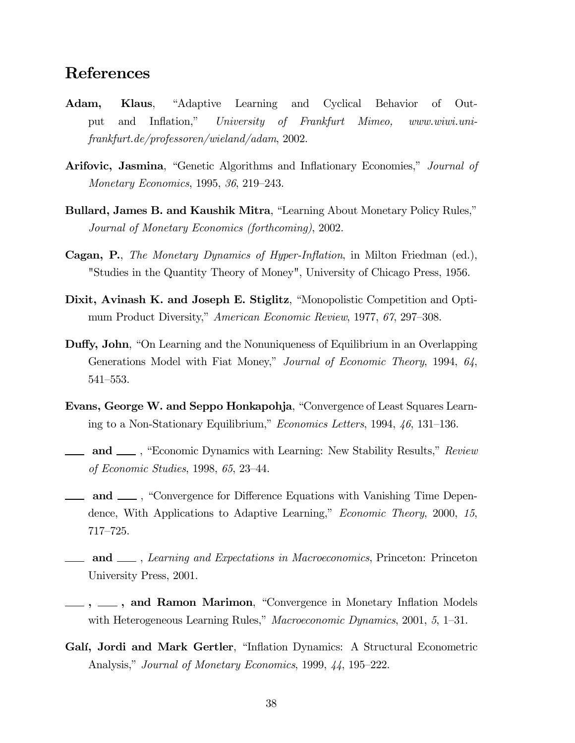## References

**Adam, Klaus**, "Adaptive Learning and Cyclical Behavior of Output and Inflation," *University of Frankfurt Mimeo, www.wiwi.uni-frankfurt.de/professoren/wieland/adam*, 2002.

**Arifovic, Jasmina**, "Genetic Algorithms and Inflationary Economies," *Journal of Monetary Economics*, 1995, *36*, 219–243.

**Bullard, James B. and Kaushik Mitra**, "Learning About Monetary Policy Rules," *Journal of Monetary Economics (forthcoming)*, 2002.

**Cagan, P.**, *The Monetary Dynamics of Hyper-Inflation*, in Milton Friedman (ed.), "Studies in the Quantity Theory of Money", University of Chicago Press, 1956.

**Dixit, Avinash K. and Joseph E. Stiglitz**, "Monopolistic Competition and Optimum Product Diversity," *American Economic Review*, 1977, *67*, 297–308.

**Duffy, John**, "On Learning and the Nonuniqueness of Equilibrium in an Overlapping Generations Model with Fiat Money," *Journal of Economic Theory*, 1994, *64*, 541–553.

**Evans, George W. and Seppo Honkapohja**, "Convergence of Least Squares Learning to a Non-Stationary Equilibrium," *Economics Letters*, 1994, *46*, 131–136.

**\_\_\_ and \_\_\_** , "Economic Dynamics with Learning: New Stability Results," *Review of Economic Studies*, 1998, *65*, 23–44.

**\_\_\_ and \_\_\_** , "Convergence for Difference Equations with Vanishing Time Dependence, With Applications to Adaptive Learning," *Economic Theory*, 2000, *15*, 717–725.

**\_\_\_ and \_\_\_** , *Learning and Expectations in Macroeconomics*, Princeton: Princeton University Press, 2001.

**\_\_\_ , \_\_\_ , and Ramon Marimon**, "Convergence in Monetary Inflation Models with Heterogeneous Learning Rules," *Macroeconomic Dynamics*, 2001, *5*, 1–31.

**Galí, Jordi and Mark Gertler**, "Inflation Dynamics: A Structural Econometric Analysis," *Journal of Monetary Economics*, 1999, *44*, 195–222.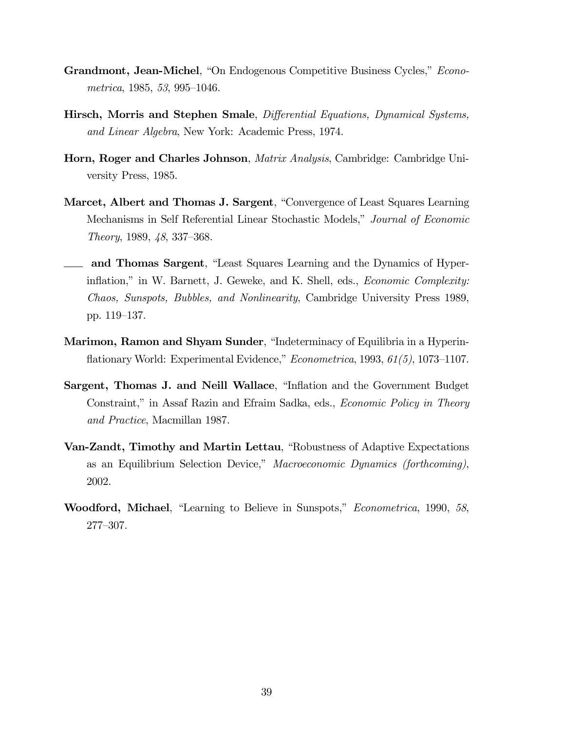**Grandmont, Jean-Michel**, "On Endogenous Competitive Business Cycles," *Econometrica*, 1985, *53*, 995–1046.

**Hirsch, Morris and Stephen Smale**, *Differential Equations, Dynamical Systems, and Linear Algebra*, New York: Academic Press, 1974.

**Horn, Roger and Charles Johnson**, *Matrix Analysis*, Cambridge: Cambridge University Press, 1985.

**Marcet, Albert and Thomas J. Sargent**, "Convergence of Least Squares Learning Mechanisms in Self Referential Linear Stochastic Models," *Journal of Economic Theory*, 1989, *48*, 337–368.

**\_\_\_\_ and Thomas Sargent**, "Least Squares Learning and the Dynamics of Hyperinflation," in W. Barnett, J. Geweke, and K. Shell, eds., *Economic Complexity: Chaos, Sunspots, Bubbles, and Nonlinearity*, Cambridge University Press 1989, pp. 119–137.

**Marimon, Ramon and Shyam Sunder**, "Indeterminacy of Equilibria in a Hyperinflationary World: Experimental Evidence," *Econometrica*, 1993, *61(5)*, 1073–1107.

**Sargent, Thomas J. and Neill Wallace**, "Inflation and the Government Budget Constraint," in Assaf Razin and Efraim Sadka, eds., *Economic Policy in Theory and Practice*, Macmillan 1987.

**Van-Zandt, Timothy and Martin Lettau**, "Robustness of Adaptive Expectations as an Equilibrium Selection Device," *Macroeconomic Dynamics (forthcoming)*, 2002.

**Woodford, Michael**, "Learning to Believe in Sunspots," *Econometrica*, 1990, *58*, 277–307.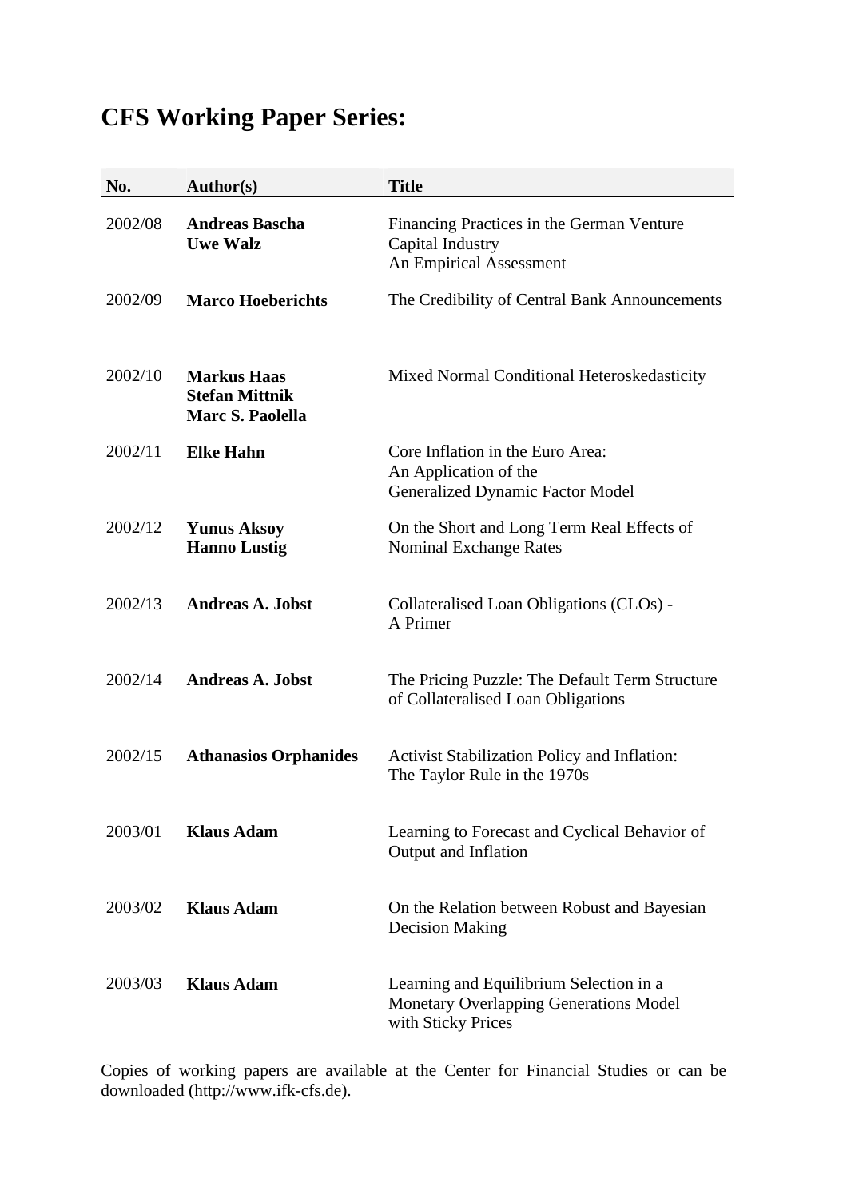# CFS Working Paper Series:

| No. | Author(s) | Title |
|---|---|---|
| 2002/08 | **Andreas Bascha**<br>**Uwe Walz** | Financing Practices in the German Venture Capital Industry<br>An Empirical Assessment |
| 2002/09 | **Marco Hoeberichts** | The Credibility of Central Bank Announcements |
| 2002/10 | **Markus Haas**<br>**Stefan Mittnik**<br>**Marc S. Paolella** | Mixed Normal Conditional Heteroskedasticity |
| 2002/11 | **Elke Hahn** | Core Inflation in the Euro Area:<br>An Application of the<br>Generalized Dynamic Factor Model |
| 2002/12 | **Yunus Aksoy**<br>**Hanno Lustig** | On the Short and Long Term Real Effects of Nominal Exchange Rates |
| 2002/13 | **Andreas A. Jobst** | Collateralised Loan Obligations (CLOs) -<br>A Primer |
| 2002/14 | **Andreas A. Jobst** | The Pricing Puzzle: The Default Term Structure of Collateralised Loan Obligations |
| 2002/15 | **Athanasios Orphanides** | Activist Stabilization Policy and Inflation:<br>The Taylor Rule in the 1970s |
| 2003/01 | **Klaus Adam** | Learning to Forecast and Cyclical Behavior of Output and Inflation |
| 2003/02 | **Klaus Adam** | On the Relation between Robust and Bayesian Decision Making |
| 2003/03 | **Klaus Adam** | Learning and Equilibrium Selection in a Monetary Overlapping Generations Model with Sticky Prices |

Copies of working papers are available at the Center for Financial Studies or can be downloaded (http://www.ifk-cfs.de).